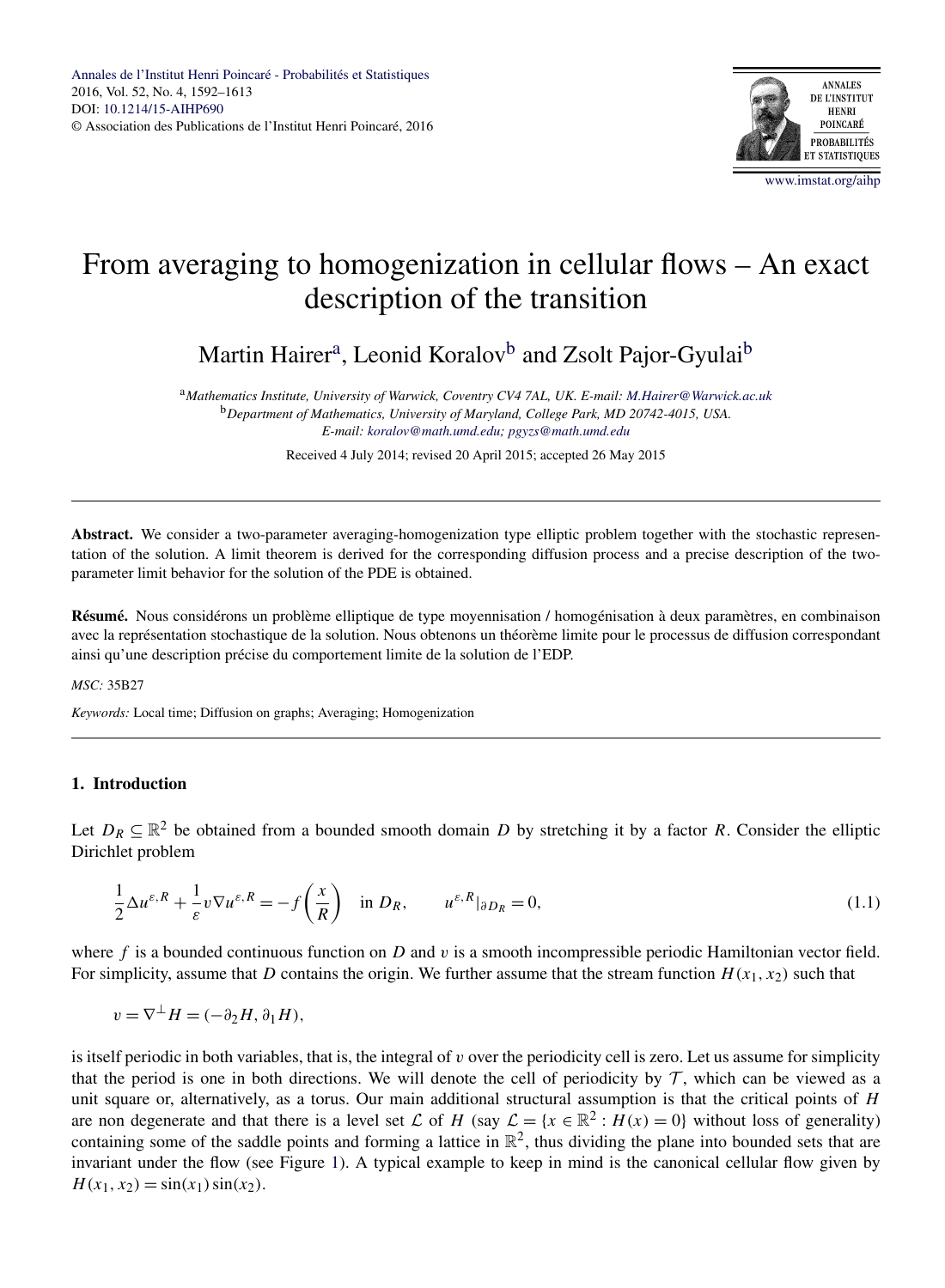# From averaging to homogenization in cellular flows – An exact description of the transition

Martin Hairer[a], Leonid Koralov[b] and Zsolt Pajor-Gyulai[b]

[a] *Mathematics Institute, University of Warwick, Coventry CV4 7AL, UK. E-mail: M.Hairer@Warwick.ac.uk*
[b] *Department of Mathematics, University of Maryland, College Park, MD 20742-4015, USA. E-mail: koralov@math.umd.edu; pgyzs@math.umd.edu*

Received 4 July 2014; revised 20 April 2015; accepted 26 May 2015

---

**Abstract.** We consider a two-parameter averaging-homogenization type elliptic problem together with the stochastic representation of the solution. A limit theorem is derived for the corresponding diffusion process and a precise description of the two-parameter limit behavior for the solution of the PDE is obtained.

**Résumé.** Nous considérons un problème elliptique de type moyennisation / homogénisation à deux paramètres, en combinaison avec la représentation stochastique de la solution. Nous obtenons un théorème limite pour le processus de diffusion correspondant ainsi qu'une description précise du comportement limite de la solution de l'EDP.

*MSC:* 35B27

*Keywords:* Local time; Diffusion on graphs; Averaging; Homogenization

---

## 1. Introduction

Let $D_R \subseteq \mathbb{R}^2$ be obtained from a bounded smooth domain $D$ by stretching it by a factor $R$. Consider the elliptic Dirichlet problem

$$\frac{1}{2}\Delta u^{\varepsilon,R} + \frac{1}{\varepsilon} v \nabla u^{\varepsilon,R} = -f\left(\frac{x}{R}\right) \quad \text{in } D_R, \qquad u^{\varepsilon,R}|_{\partial D_R} = 0, \tag{1.1}$$

where $f$ is a bounded continuous function on $D$ and $v$ is a smooth incompressible periodic Hamiltonian vector field. For simplicity, assume that $D$ contains the origin. We further assume that the stream function $H(x_1, x_2)$ such that

$$v = \nabla^\perp H = (-\partial_2 H, \partial_1 H),$$

is itself periodic in both variables, that is, the integral of $v$ over the periodicity cell is zero. Let us assume for simplicity that the period is one in both directions. We will denote the cell of periodicity by $\mathcal{T}$, which can be viewed as a unit square or, alternatively, as a torus. Our main additional structural assumption is that the critical points of $H$ are non degenerate and that there is a level set $\mathcal{L}$ of $H$ (say $\mathcal{L} = \{x \in \mathbb{R}^2 : H(x) = 0\}$ without loss of generality) containing some of the saddle points and forming a lattice in $\mathbb{R}^2$, thus dividing the plane into bounded sets that are invariant under the flow (see Figure 1). A typical example to keep in mind is the canonical cellular flow given by $H(x_1, x_2) = \sin(x_1)\sin(x_2)$.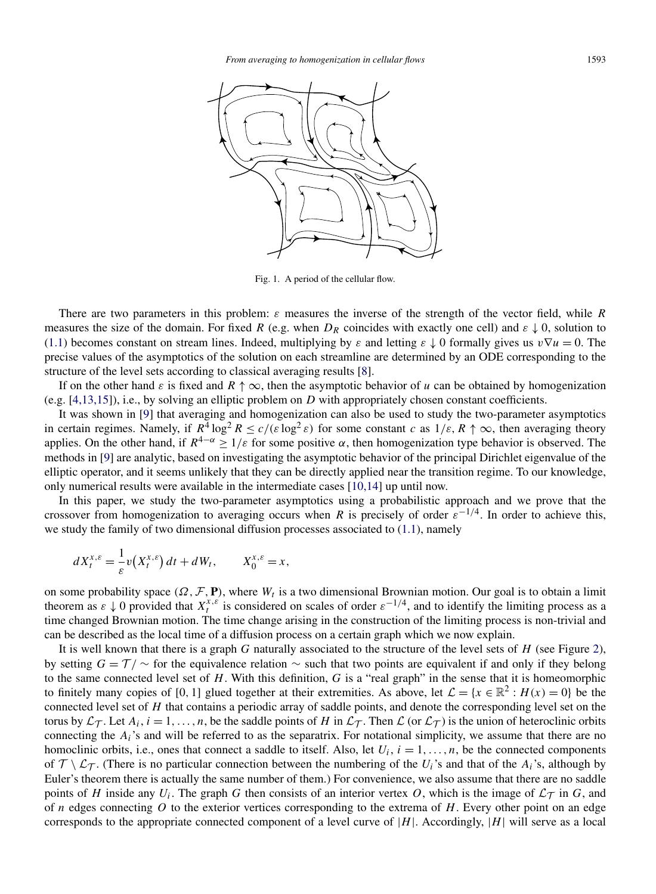Fig. 1. A period of the cellular flow.

There are two parameters in this problem: $\varepsilon$ measures the inverse of the strength of the vector field, while $R$ measures the size of the domain. For fixed $R$ (e.g. when $D_R$ coincides with exactly one cell) and $\varepsilon \downarrow 0$, solution to (1.1) becomes constant on stream lines. Indeed, multiplying by $\varepsilon$ and letting $\varepsilon \downarrow 0$ formally gives us $v\nabla u = 0$. The precise values of the asymptotics of the solution on each streamline are determined by an ODE corresponding to the structure of the level sets according to classical averaging results [8].

If on the other hand $\varepsilon$ is fixed and $R \uparrow \infty$, then the asymptotic behavior of $u$ can be obtained by homogenization (e.g. [4,13,15]), i.e., by solving an elliptic problem on $D$ with appropriately chosen constant coefficients.

It was shown in [9] that averaging and homogenization can also be used to study the two-parameter asymptotics in certain regimes. Namely, if $R^4 \log^2 R \le c/(\varepsilon \log^2 \varepsilon)$ for some constant $c$ as $1/\varepsilon, R \uparrow \infty$, then averaging theory applies. On the other hand, if $R^{4-\alpha} \ge 1/\varepsilon$ for some positive $\alpha$, then homogenization type behavior is observed. The methods in [9] are analytic, based on investigating the asymptotic behavior of the principal Dirichlet eigenvalue of the elliptic operator, and it seems unlikely that they can be directly applied near the transition regime. To our knowledge, only numerical results were available in the intermediate cases [10,14] up until now.

In this paper, we study the two-parameter asymptotics using a probabilistic approach and we prove that the crossover from homogenization to averaging occurs when $R$ is precisely of order $\varepsilon^{-1/4}$. In order to achieve this, we study the family of two dimensional diffusion processes associated to (1.1), namely

$$dX_t^{x,\varepsilon} = \frac{1}{\varepsilon} v\big(X_t^{x,\varepsilon}\big)\, dt + dW_t, \qquad X_0^{x,\varepsilon} = x,$$

on some probability space $(\Omega, \mathcal{F}, \mathbf{P})$, where $W_t$ is a two dimensional Brownian motion. Our goal is to obtain a limit theorem as $\varepsilon \downarrow 0$ provided that $X_t^{x,\varepsilon}$ is considered on scales of order $\varepsilon^{-1/4}$, and to identify the limiting process as a time changed Brownian motion. The time change arising in the construction of the limiting process is non-trivial and can be described as the local time of a diffusion process on a certain graph which we now explain.

It is well known that there is a graph $G$ naturally associated to the structure of the level sets of $H$ (see Figure 2), by setting $G = \mathcal{T}/\sim$ for the equivalence relation $\sim$ such that two points are equivalent if and only if they belong to the same connected level set of $H$. With this definition, $G$ is a "real graph" in the sense that it is homeomorphic to finitely many copies of $[0, 1]$ glued together at their extremities. As above, let $\mathcal{L} = \{x \in \mathbb{R}^2 : H(x) = 0\}$ be the connected level set of $H$ that contains a periodic array of saddle points, and denote the corresponding level set on the torus by $\mathcal{L}_{\mathcal{T}}$. Let $A_i$, $i = 1, \ldots, n$, be the saddle points of $H$ in $\mathcal{L}_{\mathcal{T}}$. Then $\mathcal{L}$ (or $\mathcal{L}_{\mathcal{T}}$) is the union of heteroclinic orbits connecting the $A_i$'s and will be referred to as the separatrix. For notational simplicity, we assume that there are no homoclinic orbits, i.e., ones that connect a saddle to itself. Also, let $U_i$, $i = 1, \ldots, n$, be the connected components of $\mathcal{T} \setminus \mathcal{L}_{\mathcal{T}}$. (There is no particular connection between the numbering of the $U_i$'s and that of the $A_i$'s, although by Euler's theorem there is actually the same number of them.) For convenience, we also assume that there are no saddle points of $H$ inside any $U_i$. The graph $G$ then consists of an interior vertex $O$, which is the image of $\mathcal{L}_{\mathcal{T}}$ in $G$, and of $n$ edges connecting $O$ to the exterior vertices corresponding to the extrema of $H$. Every other point on an edge corresponds to the appropriate connected component of a level curve of $|H|$. Accordingly, $|H|$ will serve as a local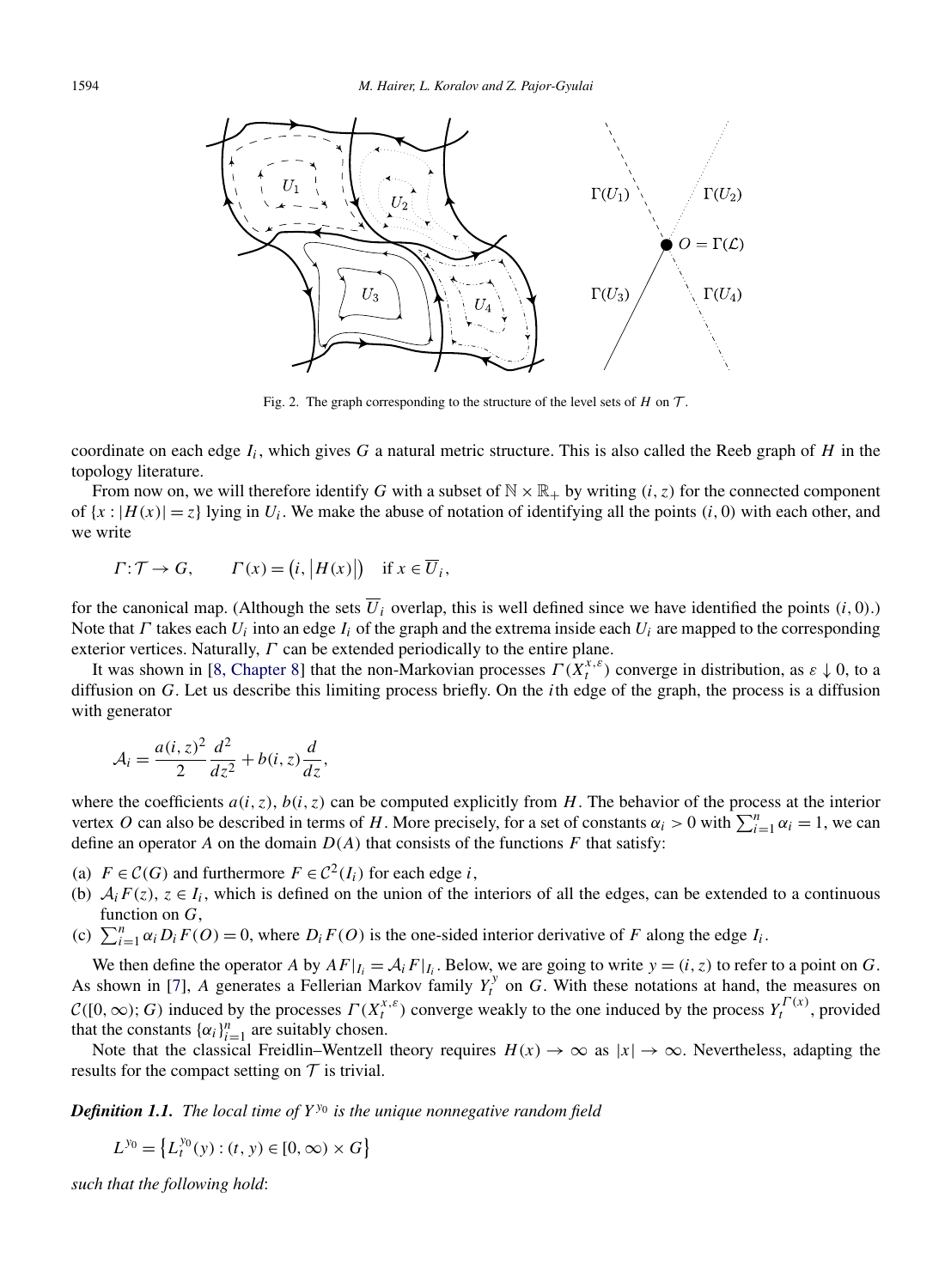Fig. 2. The graph corresponding to the structure of the level sets of $H$ on $\mathcal{T}$.

coordinate on each edge $I_i$, which gives $G$ a natural metric structure. This is also called the Reeb graph of $H$ in the topology literature.

From now on, we will therefore identify $G$ with a subset of $\mathbb{N} \times \mathbb{R}_+$ by writing $(i, z)$ for the connected component of $\{x : |H(x)| = z\}$ lying in $U_i$. We make the abuse of notation of identifying all the points $(i, 0)$ with each other, and we write

$$\Gamma : \mathcal{T} \to G, \qquad \Gamma(x) = \big(i, \big|H(x)\big|\big) \quad \text{if } x \in \overline{U}_i,$$

for the canonical map. (Although the sets $\overline{U}_i$ overlap, this is well defined since we have identified the points $(i, 0)$.) Note that $\Gamma$ takes each $U_i$ into an edge $I_i$ of the graph and the extrema inside each $U_i$ are mapped to the corresponding exterior vertices. Naturally, $\Gamma$ can be extended periodically to the entire plane.

It was shown in [8, Chapter 8] that the non-Markovian processes $\Gamma(X_t^{x,\varepsilon})$ converge in distribution, as $\varepsilon \downarrow 0$, to a diffusion on $G$. Let us describe this limiting process briefly. On the $i$th edge of the graph, the process is a diffusion with generator

$$\mathcal{A}_i = \frac{a(i,z)^2}{2} \frac{d^2}{dz^2} + b(i,z) \frac{d}{dz},$$

where the coefficients $a(i, z)$, $b(i, z)$ can be computed explicitly from $H$. The behavior of the process at the interior vertex $O$ can also be described in terms of $H$. More precisely, for a set of constants $\alpha_i > 0$ with $\sum_{i=1}^n \alpha_i = 1$, we can define an operator $A$ on the domain $D(A)$ that consists of the functions $F$ that satisfy:

(a) $F \in \mathcal{C}(G)$ and furthermore $F \in \mathcal{C}^2(I_i)$ for each edge $i$,
(b) $\mathcal{A}_i F(z)$, $z \in I_i$, which is defined on the union of the interiors of all the edges, can be extended to a continuous function on $G$,
(c) $\sum_{i=1}^n \alpha_i D_i F(O) = 0$, where $D_i F(O)$ is the one-sided interior derivative of $F$ along the edge $I_i$.

We then define the operator $A$ by $AF|_{I_i} = \mathcal{A}_i F|_{I_i}$. Below, we are going to write $y = (i, z)$ to refer to a point on $G$. As shown in [7], $A$ generates a Fellerian Markov family $Y_t^y$ on $G$. With these notations at hand, the measures on $\mathcal{C}([0,\infty); G)$ induced by the processes $\Gamma(X_t^{x,\varepsilon})$ converge weakly to the one induced by the process $Y_t^{\Gamma(x)}$, provided that the constants $\{\alpha_i\}_{i=1}^n$ are suitably chosen.

Note that the classical Freidlin–Wentzell theory requires $H(x) \to \infty$ as $|x| \to \infty$. Nevertheless, adapting the results for the compact setting on $\mathcal{T}$ is trivial.

***Definition 1.1.*** *The local time of $Y^{y_0}$ is the unique nonnegative random field*

$$L^{y_0} = \big\{L_t^{y_0}(y) : (t, y) \in [0, \infty) \times G\big\}$$

*such that the following hold*: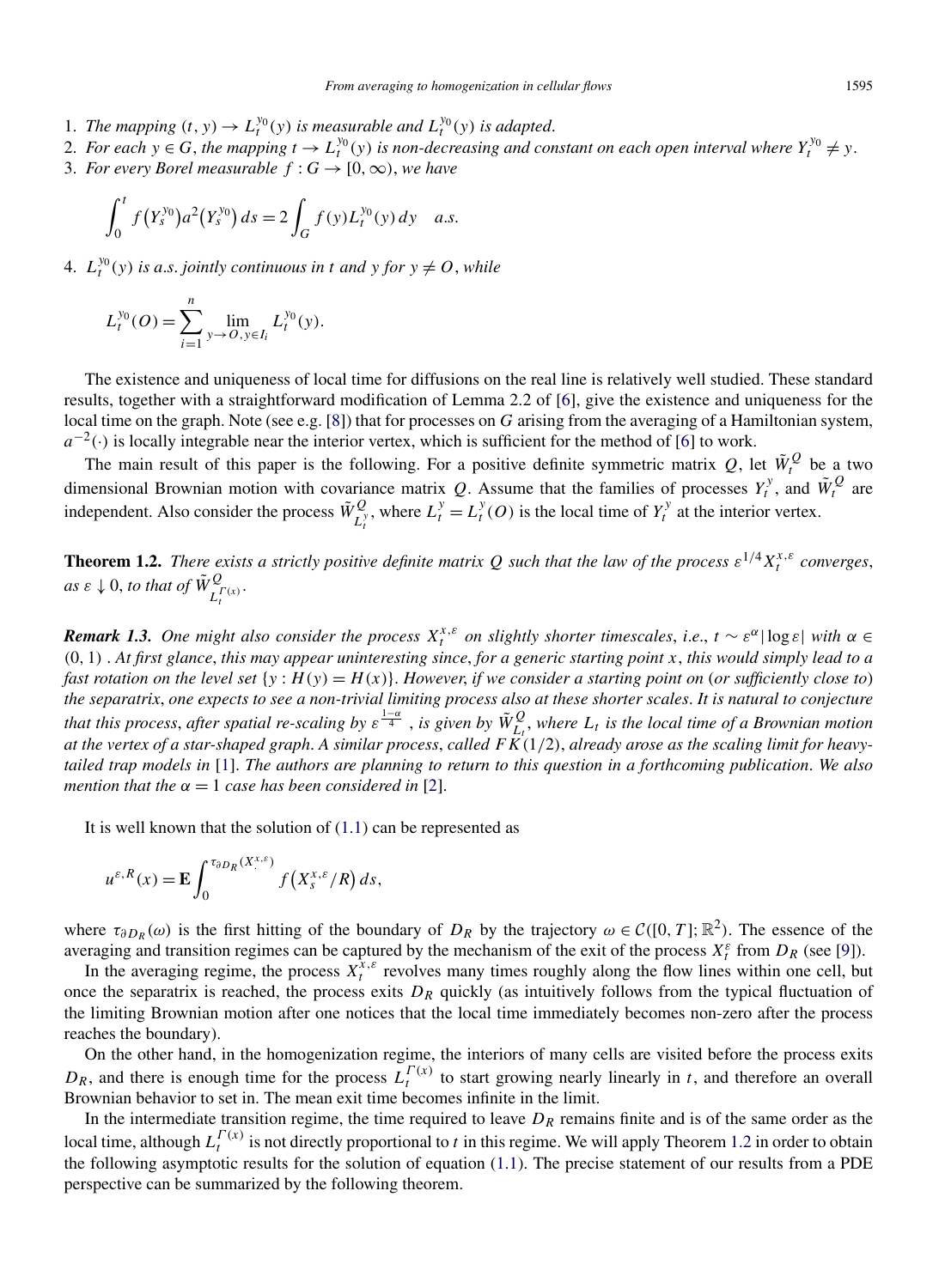1. *The mapping* $(t, y) \to L_t^{y_0}(y)$ *is measurable and* $L_t^{y_0}(y)$ *is adapted.*
2. *For each* $y \in G$, *the mapping* $t \to L_t^{y_0}(y)$ *is non-decreasing and constant on each open interval where* $Y_t^{y_0} \neq y$.
3. *For every Borel measurable* $f : G \to [0, \infty)$, *we have*

$$\int_0^t f\big(Y_s^{y_0}\big) a^2\big(Y_s^{y_0}\big)\, ds = 2 \int_G f(y) L_t^{y_0}(y)\, dy \quad a.s.$$

4. $L_t^{y_0}(y)$ *is a.s. jointly continuous in* $t$ *and* $y$ *for* $y \neq O$, *while*

$$L_t^{y_0}(O) = \sum_{i=1}^n \lim_{y \to O, y \in I_i} L_t^{y_0}(y).$$

The existence and uniqueness of local time for diffusions on the real line is relatively well studied. These standard results, together with a straightforward modification of Lemma 2.2 of [6], give the existence and uniqueness for the local time on the graph. Note (see e.g. [8]) that for processes on $G$ arising from the averaging of a Hamiltonian system, $a^{-2}(\cdot)$ is locally integrable near the interior vertex, which is sufficient for the method of [6] to work.

The main result of this paper is the following. For a positive definite symmetric matrix $Q$, let $\tilde{W}_t^Q$ be a two dimensional Brownian motion with covariance matrix $Q$. Assume that the families of processes $Y_t^y$, and $\tilde{W}_t^Q$ are independent. Also consider the process $\tilde{W}^Q_{L_t^y}$, where $L_t^y = L_t^y(O)$ is the local time of $Y_t^y$ at the interior vertex.

**Theorem 1.2.** *There exists a strictly positive definite matrix* $Q$ *such that the law of the process* $\varepsilon^{1/4} X_t^{x,\varepsilon}$ *converges, as* $\varepsilon \downarrow 0$, *to that of* $\tilde{W}^Q_{L_t^{\Gamma(x)}}$.

***Remark 1.3.*** *One might also consider the process* $X_t^{x,\varepsilon}$ *on slightly shorter timescales, i.e.,* $t \sim \varepsilon^\alpha |\log \varepsilon|$ *with* $\alpha \in (0, 1)$ . *At first glance, this may appear uninteresting since, for a generic starting point* $x$, *this would simply lead to a fast rotation on the level set* $\{y : H(y) = H(x)\}$. *However, if we consider a starting point on (or sufficiently close to) the separatrix, one expects to see a non-trivial limiting process also at these shorter scales. It is natural to conjecture that this process, after spatial re-scaling by* $\varepsilon^{\frac{1-\alpha}{4}}$ , *is given by* $\tilde{W}^Q_{L_t}$, *where* $L_t$ *is the local time of a Brownian motion at the vertex of a star-shaped graph. A similar process, called* $FK(1/2)$, *already arose as the scaling limit for heavy-tailed trap models in* [1]. *The authors are planning to return to this question in a forthcoming publication. We also mention that the* $\alpha = 1$ *case has been considered in* [2].

It is well known that the solution of (1.1) can be represented as

$$u^{\varepsilon,R}(x) = \mathbf{E} \int_0^{\tau_{\partial D_R}(X_\cdot^{x,\varepsilon})} f\big(X_s^{x,\varepsilon}/R\big)\, ds,$$

where $\tau_{\partial D_R}(\omega)$ is the first hitting of the boundary of $D_R$ by the trajectory $\omega \in \mathcal{C}([0, T]; \mathbb{R}^2)$. The essence of the averaging and transition regimes can be captured by the mechanism of the exit of the process $X_t^\varepsilon$ from $D_R$ (see [9]).

In the averaging regime, the process $X_t^{x,\varepsilon}$ revolves many times roughly along the flow lines within one cell, but once the separatrix is reached, the process exits $D_R$ quickly (as intuitively follows from the typical fluctuation of the limiting Brownian motion after one notices that the local time immediately becomes non-zero after the process reaches the boundary).

On the other hand, in the homogenization regime, the interiors of many cells are visited before the process exits $D_R$, and there is enough time for the process $L_t^{\Gamma(x)}$ to start growing nearly linearly in $t$, and therefore an overall Brownian behavior to set in. The mean exit time becomes infinite in the limit.

In the intermediate transition regime, the time required to leave $D_R$ remains finite and is of the same order as the local time, although $L_t^{\Gamma(x)}$ is not directly proportional to $t$ in this regime. We will apply Theorem 1.2 in order to obtain the following asymptotic results for the solution of equation (1.1). The precise statement of our results from a PDE perspective can be summarized by the following theorem.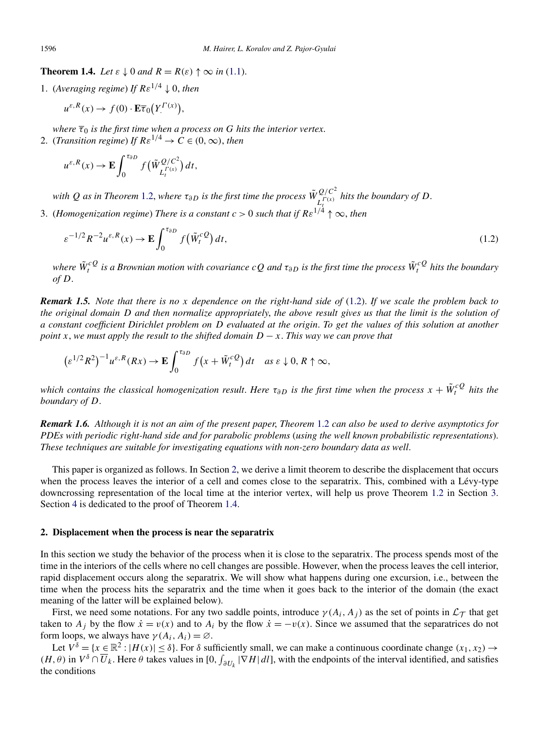**Theorem 1.4.** *Let $\varepsilon \downarrow 0$ and $R = R(\varepsilon) \uparrow \infty$ in (1.1).*

1. (*Averaging regime*) *If $R\varepsilon^{1/4} \downarrow 0$, then*

$$u^{\varepsilon,R}(x) \to f(0) \cdot \mathbf{E}\overline{\tau}_0\big(Y_\cdot^{\Gamma(x)}\big),$$

*where $\overline{\tau}_0$ is the first time when a process on $G$ hits the interior vertex.*

2. (*Transition regime*) *If $R\varepsilon^{1/4} \to C \in (0,\infty)$, then*

$$u^{\varepsilon,R}(x) \to \mathbf{E}\int_0^{\tau_{\partial D}} f\big(\tilde{W}^{Q/C^2}_{L_t^{\Gamma(x)}}\big)\,dt,$$

*with $Q$ as in Theorem 1.2, where $\tau_{\partial D}$ is the first time the process $\tilde{W}^{Q/C^2}_{L_t^{\Gamma(x)}}$ hits the boundary of $D$.*

3. (*Homogenization regime*) *There is a constant $c > 0$ such that if $R\varepsilon^{1/4} \uparrow \infty$, then*

$$\varepsilon^{-1/2}R^{-2}u^{\varepsilon,R}(x) \to \mathbf{E}\int_0^{\tau_{\partial D}} f\big(\tilde{W}_t^{cQ}\big)\,dt, \tag{1.2}$$

*where $\tilde{W}_t^{cQ}$ is a Brownian motion with covariance $cQ$ and $\tau_{\partial D}$ is the first time the process $\tilde{W}_t^{cQ}$ hits the boundary of $D$.*

***Remark 1.5.*** *Note that there is no $x$ dependence on the right-hand side of (1.2). If we scale the problem back to the original domain $D$ and then normalize appropriately, the above result gives us that the limit is the solution of a constant coefficient Dirichlet problem on $D$ evaluated at the origin. To get the values of this solution at another point $x$, we must apply the result to the shifted domain $D - x$. This way we can prove that*

$$\big(\varepsilon^{1/2}R^2\big)^{-1}u^{\varepsilon,R}(Rx) \to \mathbf{E}\int_0^{\tau_{\partial D}} f\big(x + \tilde{W}_t^{cQ}\big)\,dt \quad \text{as } \varepsilon \downarrow 0, R \uparrow \infty,$$

*which contains the classical homogenization result. Here $\tau_{\partial D}$ is the first time when the process $x + \tilde{W}_t^{cQ}$ hits the boundary of $D$.*

***Remark 1.6.*** *Although it is not an aim of the present paper, Theorem 1.2 can also be used to derive asymptotics for PDEs with periodic right-hand side and for parabolic problems (using the well known probabilistic representations). These techniques are suitable for investigating equations with non-zero boundary data as well.*

This paper is organized as follows. In Section 2, we derive a limit theorem to describe the displacement that occurs when the process leaves the interior of a cell and comes close to the separatrix. This, combined with a Lévy-type downcrossing representation of the local time at the interior vertex, will help us prove Theorem 1.2 in Section 3. Section 4 is dedicated to the proof of Theorem 1.4.

## 2. Displacement when the process is near the separatrix

In this section we study the behavior of the process when it is close to the separatrix. The process spends most of the time in the interiors of the cells where no cell changes are possible. However, when the process leaves the cell interior, rapid displacement occurs along the separatrix. We will show what happens during one excursion, i.e., between the time when the process hits the separatrix and the time when it goes back to the interior of the domain (the exact meaning of the latter will be explained below).

First, we need some notations. For any two saddle points, introduce $\gamma(A_i, A_j)$ as the set of points in $\mathcal{L}_{\mathcal{T}}$ that get taken to $A_j$ by the flow $\dot{x} = v(x)$ and to $A_i$ by the flow $\dot{x} = -v(x)$. Since we assumed that the separatrices do not form loops, we always have $\gamma(A_i, A_i) = \varnothing$.

Let $V^\delta = \{x \in \mathbb{R}^2 : |H(x)| \le \delta\}$. For $\delta$ sufficiently small, we can make a continuous coordinate change $(x_1, x_2) \to (H, \theta)$ in $V^\delta \cap \overline{U}_k$. Here $\theta$ takes values in $[0, \int_{\partial U_k} |\nabla H|\,dl]$, with the endpoints of the interval identified, and satisfies the conditions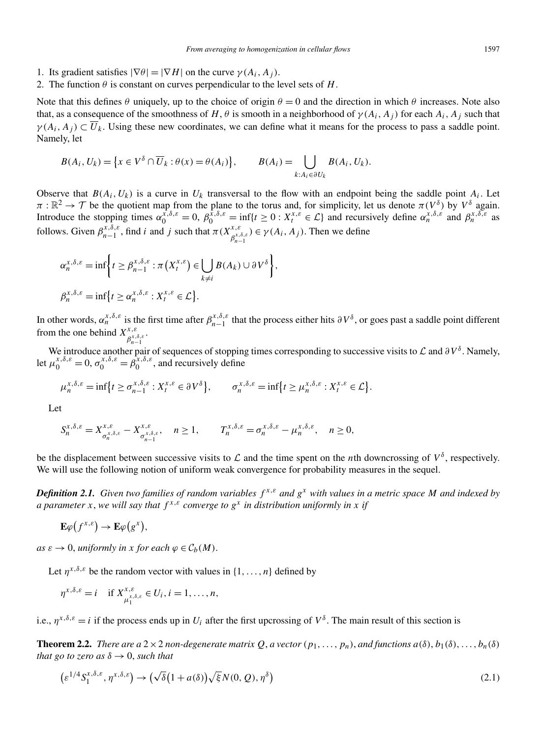1. Its gradient satisfies $|\nabla\theta| = |\nabla H|$ on the curve $\gamma(A_i, A_j)$.
2. The function $\theta$ is constant on curves perpendicular to the level sets of $H$.

Note that this defines $\theta$ uniquely, up to the choice of origin $\theta = 0$ and the direction in which $\theta$ increases. Note also that, as a consequence of the smoothness of $H$, $\theta$ is smooth in a neighborhood of $\gamma(A_i, A_j)$ for each $A_i, A_j$ such that $\gamma(A_i, A_j) \subset \overline{U}_k$. Using these new coordinates, we can define what it means for the process to pass a saddle point. Namely, let

$$B(A_i, U_k) = \{x \in V^\delta \cap \overline{U}_k : \theta(x) = \theta(A_i)\}, \qquad B(A_i) = \bigcup_{k: A_i \in \partial U_k} B(A_i, U_k).$$

Observe that $B(A_i, U_k)$ is a curve in $U_k$ transversal to the flow with an endpoint being the saddle point $A_i$. Let $\pi : \mathbb{R}^2 \to \mathcal{T}$ be the quotient map from the plane to the torus and, for simplicity, let us denote $\pi(V^\delta)$ by $V^\delta$ again. Introduce the stopping times $\alpha_0^{x,\delta,\varepsilon} = 0$, $\beta_0^{x,\delta,\varepsilon} = \inf\{t \geq 0 : X_t^{x,\varepsilon} \in \mathcal{L}\}$ and recursively define $\alpha_n^{x,\delta,\varepsilon}$ and $\beta_n^{x,\delta,\varepsilon}$ as follows. Given $\beta_{n-1}^{x,\delta,\varepsilon}$, find $i$ and $j$ such that $\pi(X^{x,\varepsilon}_{\beta_{n-1}^{x,\delta,\varepsilon}}) \in \gamma(A_i, A_j)$. Then we define

$$\alpha_n^{x,\delta,\varepsilon} = \inf\left\{t \geq \beta_{n-1}^{x,\delta,\varepsilon} : \pi\left(X_t^{x,\varepsilon}\right) \in \bigcup_{k \neq i} B(A_k) \cup \partial V^\delta\right\},$$

$$\beta_n^{x,\delta,\varepsilon} = \inf\{t \geq \alpha_n^{x,\delta,\varepsilon} : X_t^{x,\varepsilon} \in \mathcal{L}\}.$$

In other words, $\alpha_n^{x,\delta,\varepsilon}$ is the first time after $\beta_{n-1}^{x,\delta,\varepsilon}$ that the process either hits $\partial V^\delta$, or goes past a saddle point different from the one behind $X^{x,\varepsilon}_{\beta_{n-1}^{x,\delta,\varepsilon}}$.

We introduce another pair of sequences of stopping times corresponding to successive visits to $\mathcal{L}$ and $\partial V^\delta$. Namely, let $\mu_0^{x,\delta,\varepsilon} = 0$, $\sigma_0^{x,\delta,\varepsilon} = \beta_0^{x,\delta,\varepsilon}$, and recursively define

$$\mu_n^{x,\delta,\varepsilon} = \inf\{t \geq \sigma_{n-1}^{x,\delta,\varepsilon} : X_t^{x,\varepsilon} \in \partial V^\delta\}, \qquad \sigma_n^{x,\delta,\varepsilon} = \inf\{t \geq \mu_n^{x,\delta,\varepsilon} : X_t^{x,\varepsilon} \in \mathcal{L}\}.$$

Let

$$S_n^{x,\delta,\varepsilon} = X^{x,\varepsilon}_{\sigma_n^{x,\delta,\varepsilon}} - X^{x,\varepsilon}_{\sigma_{n-1}^{x,\delta,\varepsilon}}, \quad n \geq 1, \qquad T_n^{x,\delta,\varepsilon} = \sigma_n^{x,\delta,\varepsilon} - \mu_n^{x,\delta,\varepsilon}, \quad n \geq 0,$$

be the displacement between successive visits to $\mathcal{L}$ and the time spent on the $n$th downcrossing of $V^\delta$, respectively. We will use the following notion of uniform weak convergence for probability measures in the sequel.

***Definition 2.1.*** *Given two families of random variables $f^{x,\varepsilon}$ and $g^x$ with values in a metric space $M$ and indexed by a parameter $x$, we will say that $f^{x,\varepsilon}$ converge to $g^x$ in distribution uniformly in $x$ if*

$$\mathbf{E}\varphi(f^{x,\varepsilon}) \to \mathbf{E}\varphi(g^x),$$

*as $\varepsilon \to 0$, uniformly in $x$ for each $\varphi \in \mathcal{C}_b(M)$.*

Let $\eta^{x,\delta,\varepsilon}$ be the random vector with values in $\{1, \ldots, n\}$ defined by

$$\eta^{x,\delta,\varepsilon} = i \quad \text{if } X^{x,\varepsilon}_{\mu_1^{x,\delta,\varepsilon}} \in U_i, i = 1, \ldots, n,$$

i.e., $\eta^{x,\delta,\varepsilon} = i$ if the process ends up in $U_i$ after the first upcrossing of $V^\delta$. The main result of this section is

**Theorem 2.2.** *There are a $2 \times 2$ non-degenerate matrix $Q$, a vector $(p_1, \ldots, p_n)$, and functions $a(\delta), b_1(\delta), \ldots, b_n(\delta)$ that go to zero as $\delta \to 0$, such that*

$$\left(\varepsilon^{1/4} S_1^{x,\delta,\varepsilon}, \eta^{x,\delta,\varepsilon}\right) \to \left(\sqrt{\delta}\left(1 + a(\delta)\right)\sqrt{\xi} N(0, Q), \eta^\delta\right) \tag{2.1}$$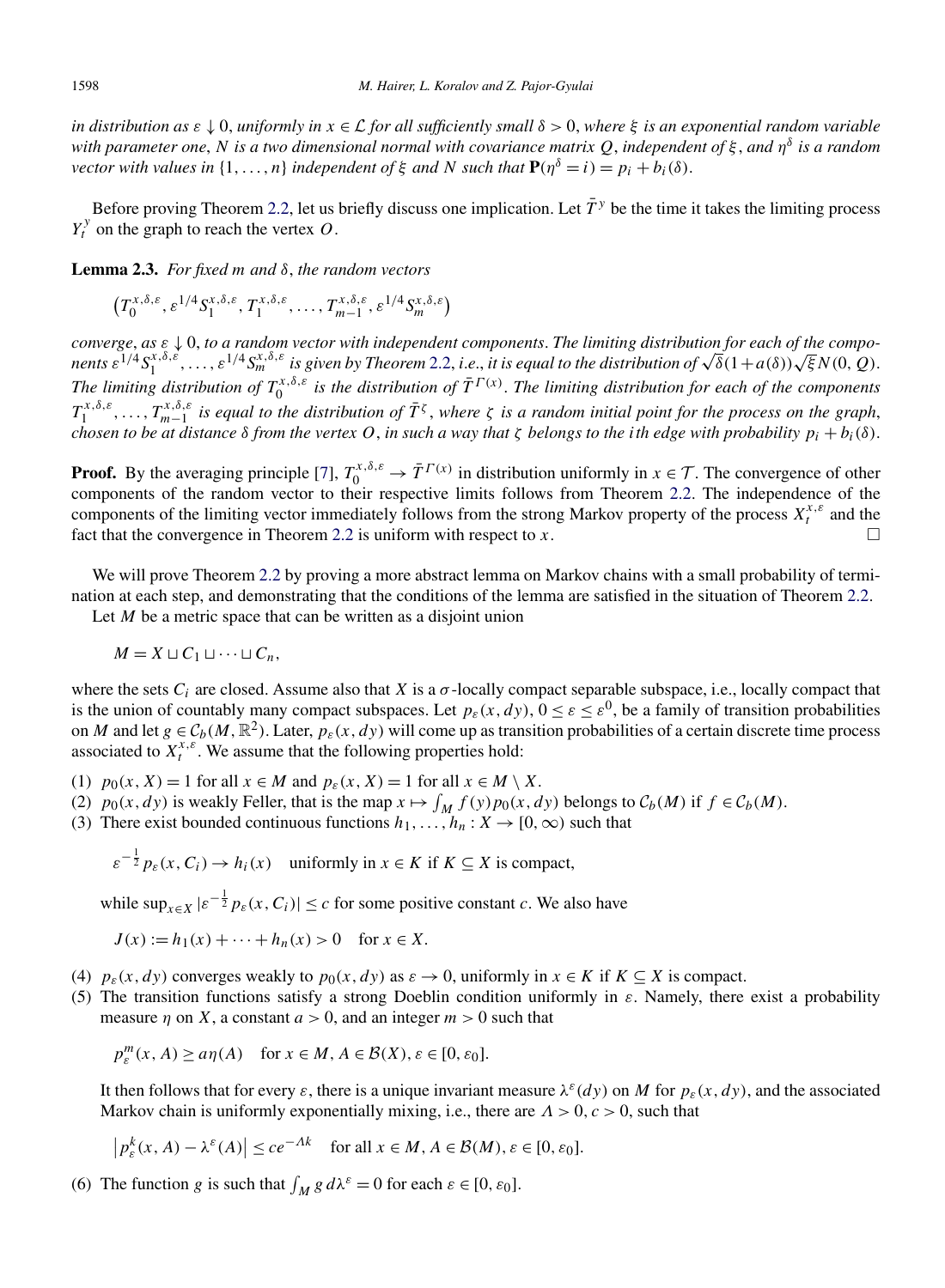*in distribution as $\varepsilon \downarrow 0$, uniformly in $x \in \mathcal{L}$ for all sufficiently small $\delta > 0$, where $\xi$ is an exponential random variable with parameter one, $N$ is a two dimensional normal with covariance matrix $Q$, independent of $\xi$, and $\eta^\delta$ is a random vector with values in $\{1, \dots, n\}$ independent of $\xi$ and $N$ such that $\mathbf{P}(\eta^\delta = i) = p_i + b_i(\delta)$.*

Before proving Theorem 2.2, let us briefly discuss one implication. Let $\bar{T}^y$ be the time it takes the limiting process $Y_t^y$ on the graph to reach the vertex $O$.

**Lemma 2.3.** *For fixed $m$ and $\delta$, the random vectors*

$$\left(T_0^{x,\delta,\varepsilon}, \varepsilon^{1/4} S_1^{x,\delta,\varepsilon}, T_1^{x,\delta,\varepsilon}, \dots, T_{m-1}^{x,\delta,\varepsilon}, \varepsilon^{1/4} S_m^{x,\delta,\varepsilon}\right)$$

*converge, as $\varepsilon \downarrow 0$, to a random vector with independent components. The limiting distribution for each of the components $\varepsilon^{1/4} S_1^{x,\delta,\varepsilon}, \dots, \varepsilon^{1/4} S_m^{x,\delta,\varepsilon}$ is given by Theorem 2.2, i.e., it is equal to the distribution of $\sqrt{\delta}(1 + a(\delta))\sqrt{\xi} N(0, Q)$. The limiting distribution of $T_0^{x,\delta,\varepsilon}$ is the distribution of $\bar{T}^{\Gamma(x)}$. The limiting distribution for each of the components $T_1^{x,\delta,\varepsilon}, \dots, T_{m-1}^{x,\delta,\varepsilon}$ is equal to the distribution of $\bar{T}^\zeta$, where $\zeta$ is a random initial point for the process on the graph, chosen to be at distance $\delta$ from the vertex $O$, in such a way that $\zeta$ belongs to the $i$th edge with probability $p_i + b_i(\delta)$.*

**Proof.** By the averaging principle [7], $T_0^{x,\delta,\varepsilon} \to \bar{T}^{\Gamma(x)}$ in distribution uniformly in $x \in \mathcal{T}$. The convergence of other components of the random vector to their respective limits follows from Theorem 2.2. The independence of the components of the limiting vector immediately follows from the strong Markov property of the process $X_t^{x,\varepsilon}$ and the fact that the convergence in Theorem 2.2 is uniform with respect to $x$. □

We will prove Theorem 2.2 by proving a more abstract lemma on Markov chains with a small probability of termination at each step, and demonstrating that the conditions of the lemma are satisfied in the situation of Theorem 2.2.

Let $M$ be a metric space that can be written as a disjoint union

$$M = X \sqcup C_1 \sqcup \dots \sqcup C_n,$$

where the sets $C_i$ are closed. Assume also that $X$ is a $\sigma$-locally compact separable subspace, i.e., locally compact that is the union of countably many compact subspaces. Let $p_\varepsilon(x, dy)$, $0 \le \varepsilon \le \varepsilon^0$, be a family of transition probabilities on $M$ and let $g \in \mathcal{C}_b(M, \mathbb{R}^2)$. Later, $p_\varepsilon(x, dy)$ will come up as transition probabilities of a certain discrete time process associated to $X_t^{x,\varepsilon}$. We assume that the following properties hold:

(1) $p_0(x, X) = 1$ for all $x \in M$ and $p_\varepsilon(x, X) = 1$ for all $x \in M \setminus X$.

(2) $p_0(x, dy)$ is weakly Feller, that is the map $x \mapsto \int_M f(y) p_0(x, dy)$ belongs to $\mathcal{C}_b(M)$ if $f \in \mathcal{C}_b(M)$.

(3) There exist bounded continuous functions $h_1, \dots, h_n : X \to [0, \infty)$ such that

$$\varepsilon^{-\frac{1}{2}} p_\varepsilon(x, C_i) \to h_i(x) \quad \text{uniformly in } x \in K \text{ if } K \subseteq X \text{ is compact,}$$

while $\sup_{x \in X} |\varepsilon^{-\frac{1}{2}} p_\varepsilon(x, C_i)| \le c$ for some positive constant $c$. We also have

$$J(x) := h_1(x) + \dots + h_n(x) > 0 \quad \text{for } x \in X.$$

(4) $p_\varepsilon(x, dy)$ converges weakly to $p_0(x, dy)$ as $\varepsilon \to 0$, uniformly in $x \in K$ if $K \subseteq X$ is compact.

(5) The transition functions satisfy a strong Doeblin condition uniformly in $\varepsilon$. Namely, there exist a probability measure $\eta$ on $X$, a constant $a > 0$, and an integer $m > 0$ such that

$$p_\varepsilon^m(x, A) \ge a\eta(A) \quad \text{for } x \in M, A \in \mathcal{B}(X), \varepsilon \in [0, \varepsilon_0].$$

It then follows that for every $\varepsilon$, there is a unique invariant measure $\lambda^\varepsilon(dy)$ on $M$ for $p_\varepsilon(x, dy)$, and the associated Markov chain is uniformly exponentially mixing, i.e., there are $\Lambda > 0$, $c > 0$, such that

$$\left| p_\varepsilon^k(x, A) - \lambda^\varepsilon(A) \right| \le c e^{-\Lambda k} \quad \text{for all } x \in M, A \in \mathcal{B}(M), \varepsilon \in [0, \varepsilon_0].$$

(6) The function $g$ is such that $\int_M g \, d\lambda^\varepsilon = 0$ for each $\varepsilon \in [0, \varepsilon_0]$.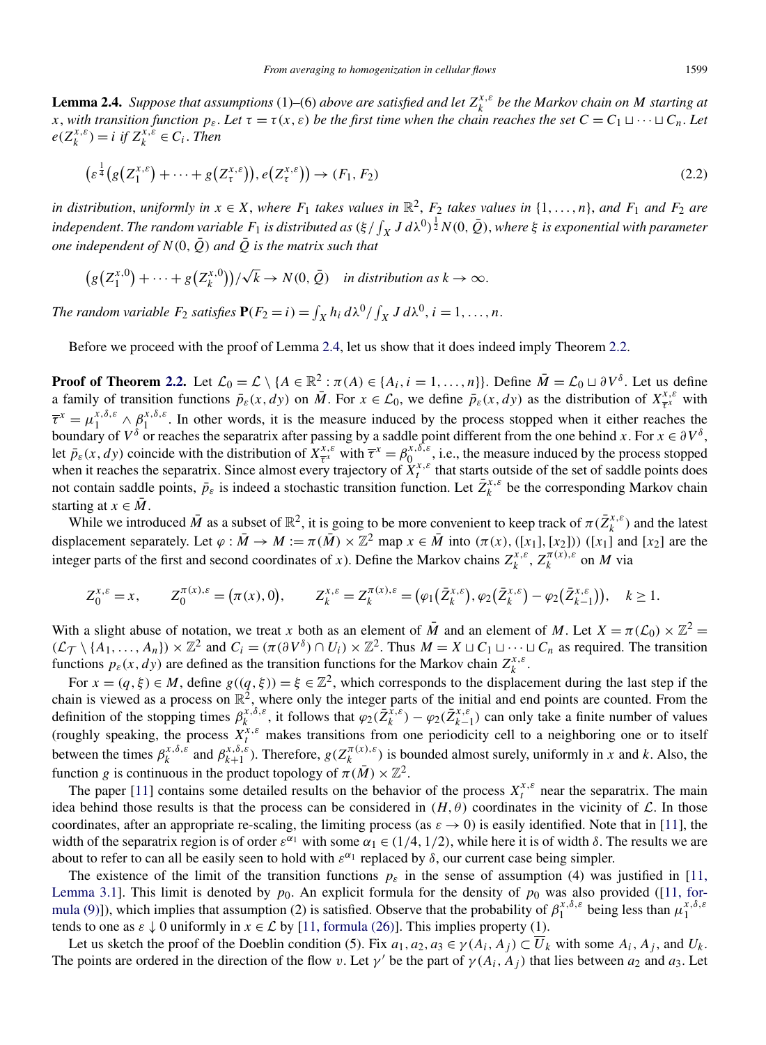**Lemma 2.4.** *Suppose that assumptions* (1)–(6) *above are satisfied and let $Z_k^{x,\varepsilon}$ be the Markov chain on $M$ starting at $x$, with transition function $p_\varepsilon$. Let $\tau = \tau(x, \varepsilon)$ be the first time when the chain reaches the set $C = C_1 \sqcup \cdots \sqcup C_n$. Let $e(Z_k^{x,\varepsilon}) = i$ if $Z_k^{x,\varepsilon} \in C_i$. Then*

$$\left(\varepsilon^{\frac{1}{4}}\left(g\left(Z_1^{x,\varepsilon}\right) + \cdots + g\left(Z_\tau^{x,\varepsilon}\right)\right), e\left(Z_\tau^{x,\varepsilon}\right)\right) \to (F_1, F_2) \tag{2.2}$$

*in distribution, uniformly in $x \in X$, where $F_1$ takes values in $\mathbb{R}^2$, $F_2$ takes values in $\{1, \ldots, n\}$, and $F_1$ and $F_2$ are independent. The random variable $F_1$ is distributed as $(\xi / \int_X J\, d\lambda^0)^{\frac{1}{2}} N(0, \bar{Q})$, where $\xi$ is exponential with parameter one independent of $N(0, \bar{Q})$ and $\bar{Q}$ is the matrix such that*

$$\left(g\left(Z_1^{x,0}\right) + \cdots + g\left(Z_k^{x,0}\right)\right)/\sqrt{k} \to N(0, \bar{Q}) \quad \textit{in distribution as } k \to \infty.$$

*The random variable $F_2$ satisfies $\mathbf{P}(F_2 = i) = \int_X h_i\, d\lambda^0 / \int_X J\, d\lambda^0$, $i = 1, \ldots, n$.*

Before we proceed with the proof of Lemma 2.4, let us show that it does indeed imply Theorem 2.2.

**Proof of Theorem 2.2.** Let $\mathcal{L}_0 = \mathcal{L} \setminus \{A \in \mathbb{R}^2 : \pi(A) \in \{A_i, i = 1, \ldots, n\}\}$. Define $\bar{M} = \mathcal{L}_0 \sqcup \partial V^\delta$. Let us define a family of transition functions $\bar{p}_\varepsilon(x, dy)$ on $\bar{M}$. For $x \in \mathcal{L}_0$, we define $\bar{p}_\varepsilon(x, dy)$ as the distribution of $X_{\overline{\tau}^x}^{x,\varepsilon}$ with $\overline{\tau}^x = \mu_1^{x,\delta,\varepsilon} \wedge \beta_1^{x,\delta,\varepsilon}$. In other words, it is the measure induced by the process stopped when it either reaches the boundary of $V^\delta$ or reaches the separatrix after passing by a saddle point different from the one behind $x$. For $x \in \partial V^\delta$, let $\bar{p}_\varepsilon(x, dy)$ coincide with the distribution of $X_{\overline{\tau}^x}^{x,\varepsilon}$ with $\overline{\tau}^x = \beta_0^{x,\delta,\varepsilon}$, i.e., the measure induced by the process stopped when it reaches the separatrix. Since almost every trajectory of $X_t^{x,\varepsilon}$ that starts outside of the set of saddle points does not contain saddle points, $\bar{p}_\varepsilon$ is indeed a stochastic transition function. Let $\bar{Z}_k^{x,\varepsilon}$ be the corresponding Markov chain starting at $x \in \bar{M}$.

While we introduced $\bar{M}$ as a subset of $\mathbb{R}^2$, it is going to be more convenient to keep track of $\pi(\bar{Z}_k^{x,\varepsilon})$ and the latest displacement separately. Let $\varphi : \bar{M} \to M := \pi(\bar{M}) \times \mathbb{Z}^2$ map $x \in \bar{M}$ into $(\pi(x), ([x_1], [x_2]))$ ($[x_1]$ and $[x_2]$ are the integer parts of the first and second coordinates of $x$). Define the Markov chains $Z_k^{x,\varepsilon}$, $Z_k^{\pi(x),\varepsilon}$ on $M$ via

$$Z_0^{x,\varepsilon} = x, \qquad Z_0^{\pi(x),\varepsilon} = \left(\pi(x), 0\right), \qquad Z_k^{x,\varepsilon} = Z_k^{\pi(x),\varepsilon} = \left(\varphi_1\left(\bar{Z}_k^{x,\varepsilon}\right), \varphi_2\left(\bar{Z}_k^{x,\varepsilon}\right) - \varphi_2\left(\bar{Z}_{k-1}^{x,\varepsilon}\right)\right), \quad k \geq 1.$$

With a slight abuse of notation, we treat $x$ both as an element of $\bar{M}$ and an element of $M$. Let $X = \pi(\mathcal{L}_0) \times \mathbb{Z}^2 = (\mathcal{L}_\mathcal{T} \setminus \{A_1, \ldots, A_n\}) \times \mathbb{Z}^2$ and $C_i = (\pi(\partial V^\delta) \cap U_i) \times \mathbb{Z}^2$. Thus $M = X \sqcup C_1 \sqcup \cdots \sqcup C_n$ as required. The transition functions $p_\varepsilon(x, dy)$ are defined as the transition functions for the Markov chain $Z_k^{x,\varepsilon}$.

For $x = (q, \xi) \in M$, define $g((q, \xi)) = \xi \in \mathbb{Z}^2$, which corresponds to the displacement during the last step if the chain is viewed as a process on $\mathbb{R}^2$, where only the integer parts of the initial and end points are counted. From the definition of the stopping times $\beta_k^{x,\delta,\varepsilon}$, it follows that $\varphi_2(\bar{Z}_k^{x,\varepsilon}) - \varphi_2(\bar{Z}_{k-1}^{x,\varepsilon})$ can only take a finite number of values (roughly speaking, the process $X_t^{x,\varepsilon}$ makes transitions from one periodicity cell to a neighboring one or to itself between the times $\beta_k^{x,\delta,\varepsilon}$ and $\beta_{k+1}^{x,\delta,\varepsilon}$). Therefore, $g(Z_k^{\pi(x),\varepsilon})$ is bounded almost surely, uniformly in $x$ and $k$. Also, the function $g$ is continuous in the product topology of $\pi(\bar{M}) \times \mathbb{Z}^2$.

The paper [11] contains some detailed results on the behavior of the process $X_t^{x,\varepsilon}$ near the separatrix. The main idea behind those results is that the process can be considered in $(H, \theta)$ coordinates in the vicinity of $\mathcal{L}$. In those coordinates, after an appropriate re-scaling, the limiting process (as $\varepsilon \to 0$) is easily identified. Note that in [11], the width of the separatrix region is of order $\varepsilon^{\alpha_1}$ with some $\alpha_1 \in (1/4, 1/2)$, while here it is of width $\delta$. The results we are about to refer to can all be easily seen to hold with $\varepsilon^{\alpha_1}$ replaced by $\delta$, our current case being simpler.

The existence of the limit of the transition functions $p_\varepsilon$ in the sense of assumption (4) was justified in [11, Lemma 3.1]. This limit is denoted by $p_0$. An explicit formula for the density of $p_0$ was also provided ([11, formula (9)]), which implies that assumption (2) is satisfied. Observe that the probability of $\beta_k^{x,\delta,\varepsilon}$ being less than $\mu_1^{x,\delta,\varepsilon}$ tends to one as $\varepsilon \downarrow 0$ uniformly in $x \in \mathcal{L}$ by [11, formula (26)]. This implies property (1).

Let us sketch the proof of the Doeblin condition (5). Fix $a_1, a_2, a_3 \in \gamma(A_i, A_j) \subset \overline{U}_k$ with some $A_i$, $A_j$, and $U_k$. The points are ordered in the direction of the flow $v$. Let $\gamma'$ be the part of $\gamma(A_i, A_j)$ that lies between $a_2$ and $a_3$. Let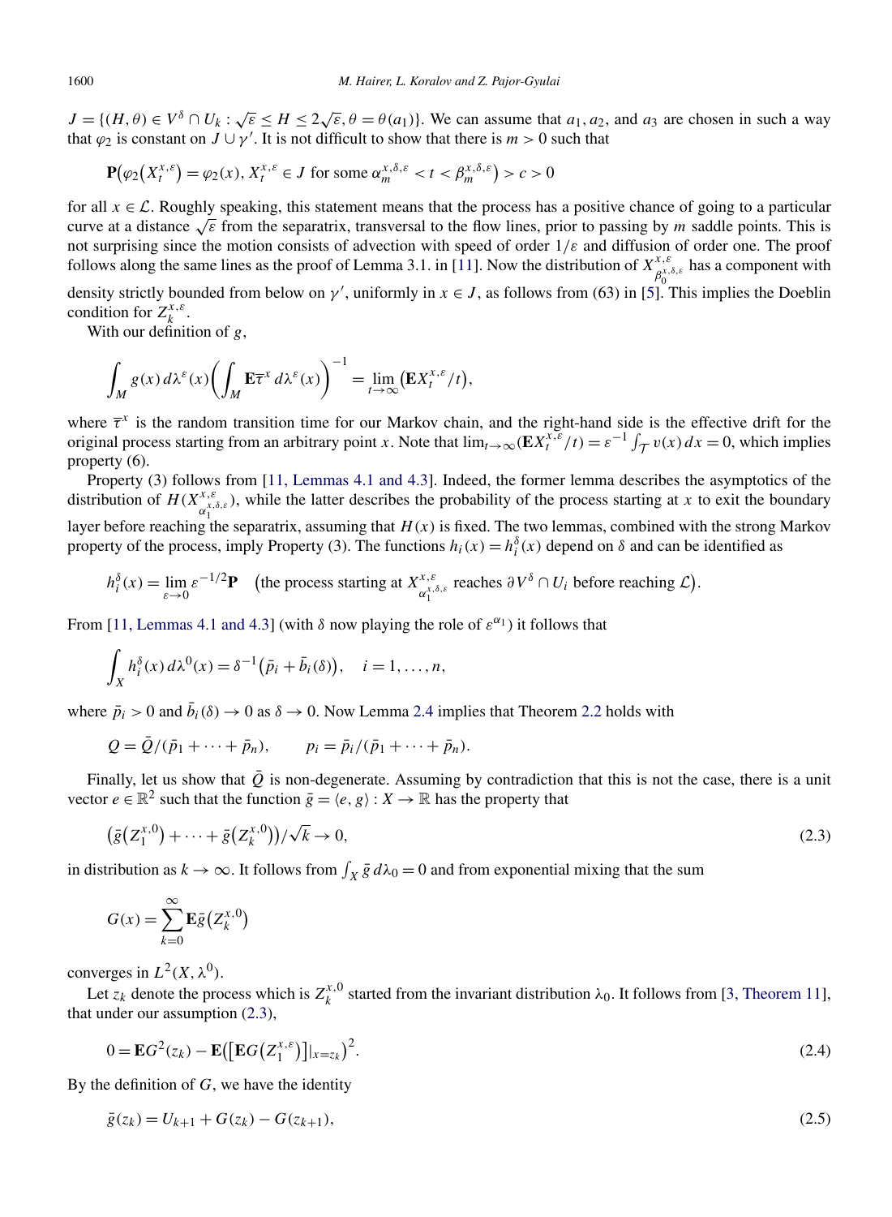$J = \{(H, \theta) \in V^\delta \cap U_k : \sqrt{\varepsilon} \le H \le 2\sqrt{\varepsilon}, \theta = \theta(a_1)\}$. We can assume that $a_1, a_2$, and $a_3$ are chosen in such a way that $\varphi_2$ is constant on $J \cup \gamma'$. It is not difficult to show that there is $m > 0$ such that

$$\mathbf{P}\big(\varphi_2\big(X_t^{x,\varepsilon}\big) = \varphi_2(x), X_t^{x,\varepsilon} \in J \text{ for some } \alpha_m^{x,\delta,\varepsilon} < t < \beta_m^{x,\delta,\varepsilon}\big) > c > 0$$

for all $x \in \mathcal{L}$. Roughly speaking, this statement means that the process has a positive chance of going to a particular curve at a distance $\sqrt{\varepsilon}$ from the separatrix, transversal to the flow lines, prior to passing by $m$ saddle points. This is not surprising since the motion consists of advection with speed of order $1/\varepsilon$ and diffusion of order one. The proof follows along the same lines as the proof of Lemma 3.1. in [11]. Now the distribution of $X^{x,\varepsilon}_{\beta_0^{x,\delta,\varepsilon}}$ has a component with density strictly bounded from below on $\gamma'$, uniformly in $x \in J$, as follows from (63) in [5]. This implies the Doeblin condition for $Z_k^{x,\varepsilon}$.

With our definition of $g$,

$$\int_M g(x)\, d\lambda^\varepsilon(x) \left( \int_M \mathbf{E}\overline{\tau}^x \, d\lambda^\varepsilon(x)\right)^{-1} = \lim_{t\to\infty} \big(\mathbf{E}X_t^{x,\varepsilon}/t\big),$$

where $\overline{\tau}^x$ is the random transition time for our Markov chain, and the right-hand side is the effective drift for the original process starting from an arbitrary point $x$. Note that $\lim_{t\to\infty}(\mathbf{E}X_t^{x,\varepsilon}/t) = \varepsilon^{-1}\int_{\mathcal{T}} v(x)\, dx = 0$, which implies property (6).

Property (3) follows from [11, Lemmas 4.1 and 4.3]. Indeed, the former lemma describes the asymptotics of the distribution of $H(X^{x,\varepsilon}_{\alpha_1^{x,\delta,\varepsilon}})$, while the latter describes the probability of the process starting at $x$ to exit the boundary layer before reaching the separatrix, assuming that $H(x)$ is fixed. The two lemmas, combined with the strong Markov property of the process, imply Property (3). The functions $h_i(x) = h_i^\delta(x)$ depend on $\delta$ and can be identified as

$$h_i^\delta(x) = \lim_{\varepsilon\to 0} \varepsilon^{-1/2}\mathbf{P} \quad \big(\text{the process starting at } X^{x,\varepsilon}_{\alpha_1^{x,\delta,\varepsilon}} \text{ reaches } \partial V^\delta \cap U_i \text{ before reaching } \mathcal{L}\big).$$

From [11, Lemmas 4.1 and 4.3] (with $\delta$ now playing the role of $\varepsilon^{\alpha_1}$) it follows that

$$\int_X h_i^\delta(x)\, d\lambda^0(x) = \delta^{-1}\big(\bar{p}_i + \bar{b}_i(\delta)\big), \quad i = 1, \dots, n,$$

where $\bar{p}_i > 0$ and $\bar{b}_i(\delta) \to 0$ as $\delta \to 0$. Now Lemma 2.4 implies that Theorem 2.2 holds with

$$Q = \bar{Q}/(\bar{p}_1 + \cdots + \bar{p}_n), \qquad p_i = \bar{p}_i/(\bar{p}_1 + \cdots + \bar{p}_n).$$

Finally, let us show that $\bar{Q}$ is non-degenerate. Assuming by contradiction that this is not the case, there is a unit vector $e \in \mathbb{R}^2$ such that the function $\bar{g} = \langle e, g\rangle : X \to \mathbb{R}$ has the property that

$$\big(\bar{g}\big(Z_1^{x,0}\big) + \cdots + \bar{g}\big(Z_k^{x,0}\big)\big)/\sqrt{k} \to 0, \tag{2.3}$$

in distribution as $k \to \infty$. It follows from $\int_X \bar{g}\, d\lambda_0 = 0$ and from exponential mixing that the sum

$$G(x) = \sum_{k=0}^\infty \mathbf{E}\bar{g}\big(Z_k^{x,0}\big)$$

converges in $L^2(X, \lambda^0)$.

Let $z_k$ denote the process which is $Z_k^{x,0}$ started from the invariant distribution $\lambda_0$. It follows from [3, Theorem 11], that under our assumption (2.3),

$$0 = \mathbf{E}G^2(z_k) - \mathbf{E}\big(\big[\mathbf{E}G\big(Z_1^{x,\varepsilon}\big)\big]|_{x=z_k}\big)^2. \tag{2.4}$$

By the definition of $G$, we have the identity

$$\bar{g}(z_k) = U_{k+1} + G(z_k) - G(z_{k+1}), \tag{2.5}$$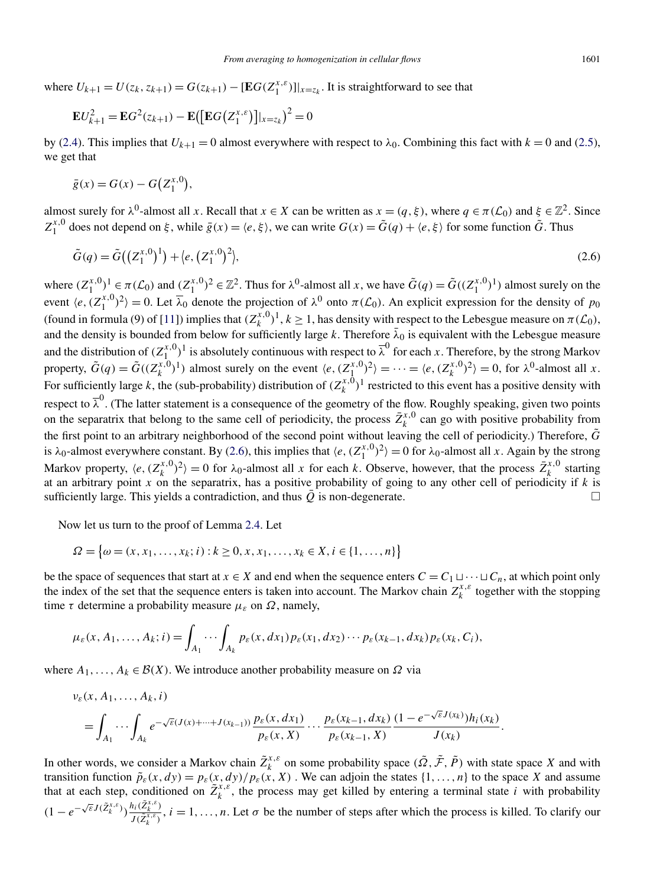where $U_{k+1} = U(z_k, z_{k+1}) = G(z_{k+1}) - [\mathbf{E}G(Z_1^{x,\varepsilon})]|_{x=z_k}$. It is straightforward to see that

$$\mathbf{E}U_{k+1}^2 = \mathbf{E}G^2(z_{k+1}) - \mathbf{E}\big(\big[\mathbf{E}G\big(Z_1^{x,\varepsilon}\big)\big]|_{x=z_k}\big)^2 = 0$$

by (2.4). This implies that $U_{k+1} = 0$ almost everywhere with respect to $\lambda_0$. Combining this fact with $k = 0$ and (2.5), we get that

$$\bar{g}(x) = G(x) - G\big(Z_1^{x,0}\big),$$

almost surely for $\lambda^0$-almost all $x$. Recall that $x \in X$ can be written as $x = (q, \xi)$, where $q \in \pi(\mathcal{L}_0)$ and $\xi \in \mathbb{Z}^2$. Since $Z_1^{x,0}$ does not depend on $\xi$, while $\bar{g}(x) = \langle e, \xi \rangle$, we can write $G(x) = \tilde{G}(q) + \langle e, \xi \rangle$ for some function $\tilde{G}$. Thus

$$\tilde{G}(q) = \tilde{G}\big(\big(Z_1^{x,0}\big)^1\big) + \big\langle e, \big(Z_1^{x,0}\big)^2\big\rangle, \tag{2.6}$$

where $(Z_1^{x,0})^1 \in \pi(\mathcal{L}_0)$ and $(Z_1^{x,0})^2 \in \mathbb{Z}^2$. Thus for $\lambda^0$-almost all $x$, we have $\tilde{G}(q) = \tilde{G}((Z_1^{x,0})^1)$ almost surely on the event $\langle e, (Z_1^{x,0})^2 \rangle = 0$. Let $\overline{\lambda}_0$ denote the projection of $\lambda^0$ onto $\pi(\mathcal{L}_0)$. An explicit expression for the density of $p_0$ (found in formula (9) of [11]) implies that $(Z_k^{x,0})^1$, $k \geq 1$, has density with respect to the Lebesgue measure on $\pi(\mathcal{L}_0)$, and the density is bounded from below for sufficiently large $k$. Therefore $\bar{\lambda}_0$ is equivalent with the Lebesgue measure and the distribution of $(Z_1^{x,0})^1$ is absolutely continuous with respect to $\overline{\lambda}^0$ for each $x$. Therefore, by the strong Markov property, $\tilde{G}(q) = \tilde{G}((Z_k^{x,0})^1)$ almost surely on the event $\langle e, (Z_1^{x,0})^2 \rangle = \cdots = \langle e, (Z_k^{x,0})^2 \rangle = 0$, for $\lambda^0$-almost all $x$. For sufficiently large $k$, the (sub-probability) distribution of $(Z_k^{x,0})^1$ restricted to this event has a positive density with respect to $\overline{\lambda}^0$. (The latter statement is a consequence of the geometry of the flow. Roughly speaking, given two points on the separatrix that belong to the same cell of periodicity, the process $\bar{Z}_k^{x,0}$ can go with positive probability from the first point to an arbitrary neighborhood of the second point without leaving the cell of periodicity.) Therefore, $\tilde{G}$ is $\lambda_0$-almost everywhere constant. By (2.6), this implies that $\langle e, (Z_1^{x,0})^2 \rangle = 0$ for $\lambda_0$-almost all $x$. Again by the strong Markov property, $\langle e, (Z_k^{x,0})^2 \rangle = 0$ for $\lambda_0$-almost all $x$ for each $k$. Observe, however, that the process $\bar{Z}_k^{x,0}$ starting at an arbitrary point $x$ on the separatrix, has a positive probability of going to any other cell of periodicity if $k$ is sufficiently large. This yields a contradiction, and thus $\bar{Q}$ is non-degenerate. $\square$

Now let us turn to the proof of Lemma 2.4. Let

$$\Omega = \big\{\omega = (x, x_1, \ldots, x_k; i) : k \geq 0, x, x_1, \ldots, x_k \in X, i \in \{1, \ldots, n\}\big\}$$

be the space of sequences that start at $x \in X$ and end when the sequence enters $C = C_1 \sqcup \cdots \sqcup C_n$, at which point only the index of the set that the sequence enters is taken into account. The Markov chain $Z_k^{x,\varepsilon}$ together with the stopping time $\tau$ determine a probability measure $\mu_\varepsilon$ on $\Omega$, namely,

$$\mu_\varepsilon(x, A_1, \ldots, A_k; i) = \int_{A_1} \cdots \int_{A_k} p_\varepsilon(x, dx_1) p_\varepsilon(x_1, dx_2) \cdots p_\varepsilon(x_{k-1}, dx_k) p_\varepsilon(x_k, C_i),$$

where $A_1, \ldots, A_k \in \mathcal{B}(X)$. We introduce another probability measure on $\Omega$ via

$$\begin{aligned} &\nu_\varepsilon(x, A_1, \ldots, A_k, i) \\ &\quad = \int_{A_1} \cdots \int_{A_k} e^{-\sqrt{\varepsilon}(J(x) + \cdots + J(x_{k-1}))} \frac{p_\varepsilon(x, dx_1)}{p_\varepsilon(x, X)} \cdots \frac{p_\varepsilon(x_{k-1}, dx_k)}{p_\varepsilon(x_{k-1}, X)} \frac{(1 - e^{-\sqrt{\varepsilon} J(x_k)}) h_i(x_k)}{J(x_k)}. \end{aligned}$$

In other words, we consider a Markov chain $\tilde{Z}_k^{x,\varepsilon}$ on some probability space $(\tilde{\Omega}, \tilde{\mathcal{F}}, \tilde{P})$ with state space $X$ and with transition function $\tilde{p}_\varepsilon(x, dy) = p_\varepsilon(x, dy)/p_\varepsilon(x, X)$ . We can adjoin the states $\{1, \ldots, n\}$ to the space $X$ and assume that at each step, conditioned on $\tilde{Z}_k^{x,\varepsilon}$, the process may get killed by entering a terminal state $i$ with probability $(1 - e^{-\sqrt{\varepsilon} J(\tilde{Z}_k^{x,\varepsilon})}) \frac{h_i(\tilde{Z}_k^{x,\varepsilon})}{J(\tilde{Z}_k^{x,\varepsilon})}$, $i = 1, \ldots, n$. Let $\sigma$ be the number of steps after which the process is killed. To clarify our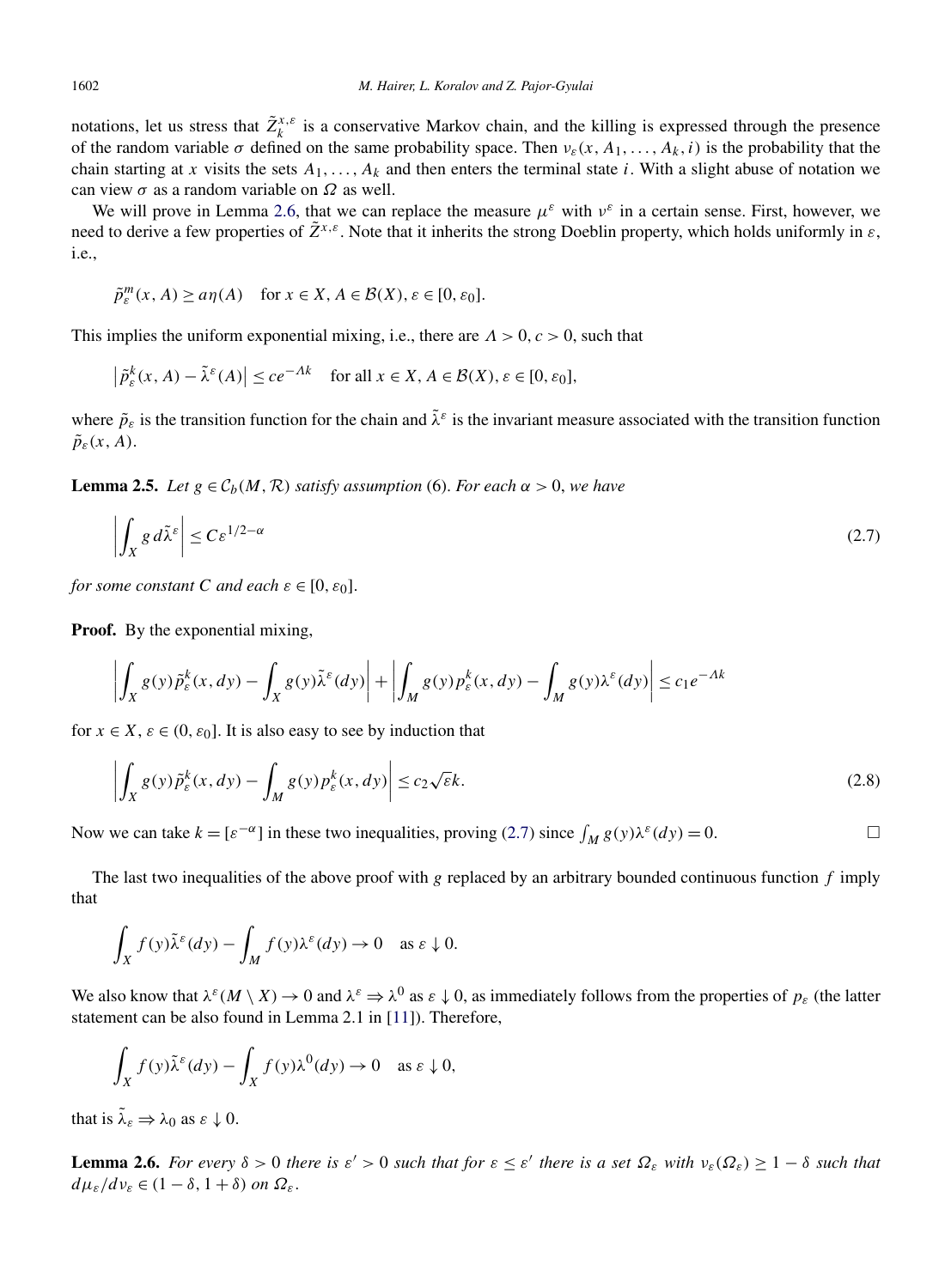notations, let us stress that $\tilde{Z}_k^{x,\varepsilon}$ is a conservative Markov chain, and the killing is expressed through the presence of the random variable $\sigma$ defined on the same probability space. Then $\nu_\varepsilon(x, A_1, \dots, A_k, i)$ is the probability that the chain starting at $x$ visits the sets $A_1, \dots, A_k$ and then enters the terminal state $i$. With a slight abuse of notation we can view $\sigma$ as a random variable on $\Omega$ as well.

We will prove in Lemma 2.6, that we can replace the measure $\mu^\varepsilon$ with $\nu^\varepsilon$ in a certain sense. First, however, we need to derive a few properties of $\tilde{Z}^{x,\varepsilon}$. Note that it inherits the strong Doeblin property, which holds uniformly in $\varepsilon$, i.e.,

$$\tilde{p}_\varepsilon^m(x, A) \geq a\eta(A) \quad \text{for } x \in X, A \in \mathcal{B}(X), \varepsilon \in [0, \varepsilon_0].$$

This implies the uniform exponential mixing, i.e., there are $\Lambda > 0, c > 0$, such that

$$\left|\tilde{p}_\varepsilon^k(x, A) - \tilde{\lambda}^\varepsilon(A)\right| \leq ce^{-\Lambda k} \quad \text{for all } x \in X, A \in \mathcal{B}(X), \varepsilon \in [0, \varepsilon_0],$$

where $\tilde{p}_\varepsilon$ is the transition function for the chain and $\tilde{\lambda}^\varepsilon$ is the invariant measure associated with the transition function $\tilde{p}_\varepsilon(x, A)$.

**Lemma 2.5.** *Let $g \in \mathcal{C}_b(M, \mathcal{R})$ satisfy assumption* (6). *For each $\alpha > 0$, we have*

$$\left|\int_X g \, d\tilde{\lambda}^\varepsilon\right| \leq C\varepsilon^{1/2-\alpha} \tag{2.7}$$

*for some constant $C$ and each $\varepsilon \in [0, \varepsilon_0]$.*

**Proof.** By the exponential mixing,

$$\left|\int_X g(y)\tilde{p}_\varepsilon^k(x, dy) - \int_X g(y)\tilde{\lambda}^\varepsilon(dy)\right| + \left|\int_M g(y)p_\varepsilon^k(x, dy) - \int_M g(y)\lambda^\varepsilon(dy)\right| \leq c_1 e^{-\Lambda k}$$

for $x \in X$, $\varepsilon \in (0, \varepsilon_0]$. It is also easy to see by induction that

$$\left|\int_X g(y)\tilde{p}_\varepsilon^k(x, dy) - \int_M g(y)p_\varepsilon^k(x, dy)\right| \leq c_2\sqrt{\varepsilon}k. \tag{2.8}$$

Now we can take $k = [\varepsilon^{-\alpha}]$ in these two inequalities, proving (2.7) since $\int_M g(y)\lambda^\varepsilon(dy) = 0$. $\square$

The last two inequalities of the above proof with $g$ replaced by an arbitrary bounded continuous function $f$ imply that

$$\int_X f(y)\tilde{\lambda}^\varepsilon(dy) - \int_M f(y)\lambda^\varepsilon(dy) \to 0 \quad \text{as } \varepsilon \downarrow 0.$$

We also know that $\lambda^\varepsilon(M \setminus X) \to 0$ and $\lambda^\varepsilon \Rightarrow \lambda^0$ as $\varepsilon \downarrow 0$, as immediately follows from the properties of $p_\varepsilon$ (the latter statement can be also found in Lemma 2.1 in [11]). Therefore,

$$\int_X f(y)\tilde{\lambda}^\varepsilon(dy) - \int_X f(y)\lambda^0(dy) \to 0 \quad \text{as } \varepsilon \downarrow 0,$$

that is $\tilde{\lambda}_\varepsilon \Rightarrow \lambda_0$ as $\varepsilon \downarrow 0$.

**Lemma 2.6.** *For every $\delta > 0$ there is $\varepsilon' > 0$ such that for $\varepsilon \leq \varepsilon'$ there is a set $\Omega_\varepsilon$ with $\nu_\varepsilon(\Omega_\varepsilon) \geq 1 - \delta$ such that $d\mu_\varepsilon/d\nu_\varepsilon \in (1 - \delta, 1 + \delta)$ on $\Omega_\varepsilon$.*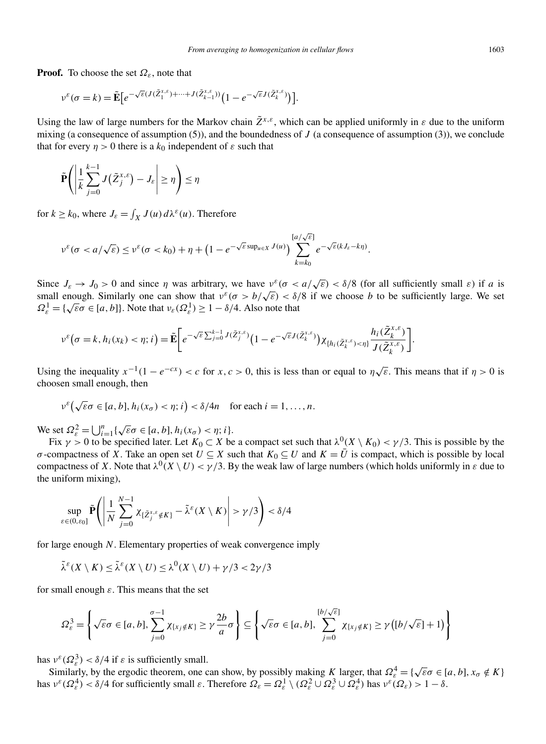**Proof.** To choose the set $\Omega_\varepsilon$, note that

$$\nu^\varepsilon(\sigma = k) = \tilde{\mathbf{E}}\big[e^{-\sqrt{\varepsilon}(J(\tilde{Z}_1^{x,\varepsilon})+\cdots+J(\tilde{Z}_{k-1}^{x,\varepsilon}))}\big(1 - e^{-\sqrt{\varepsilon}J(\tilde{Z}_k^{x,\varepsilon})}\big)\big].$$

Using the law of large numbers for the Markov chain $\tilde{Z}^{x,\varepsilon}$, which can be applied uniformly in $\varepsilon$ due to the uniform mixing (a consequence of assumption (5)), and the boundedness of $J$ (a consequence of assumption (3)), we conclude that for every $\eta > 0$ there is a $k_0$ independent of $\varepsilon$ such that

$$\tilde{\mathbf{P}}\left(\left|\frac{1}{k}\sum_{j=0}^{k-1} J\big(\tilde{Z}_j^{x,\varepsilon}\big) - J_\varepsilon\right| \geq \eta\right) \leq \eta$$

for $k \geq k_0$, where $J_\varepsilon = \int_X J(u)\, d\lambda^\varepsilon(u)$. Therefore

$$\nu^\varepsilon(\sigma < a/\sqrt{\varepsilon}) \leq \nu^\varepsilon(\sigma < k_0) + \eta + \big(1 - e^{-\sqrt{\varepsilon}\sup_{u\in X} J(u)}\big)\sum_{k=k_0}^{[a/\sqrt{\varepsilon}]} e^{-\sqrt{\varepsilon}(kJ_\varepsilon - k\eta)}.$$

Since $J_\varepsilon \to J_0 > 0$ and since $\eta$ was arbitrary, we have $\nu^\varepsilon(\sigma < a/\sqrt{\varepsilon}) < \delta/8$ (for all sufficiently small $\varepsilon$) if $a$ is small enough. Similarly one can show that $\nu^\varepsilon(\sigma > b/\sqrt{\varepsilon}) < \delta/8$ if we choose $b$ to be sufficiently large. We set $\Omega_\varepsilon^1 = \{\sqrt{\varepsilon}\sigma \in [a,b]\}$. Note that $\nu_\varepsilon(\Omega_\varepsilon^1) \geq 1 - \delta/4$. Also note that

$$\nu^\varepsilon\big(\sigma = k, h_i(x_k) < \eta; i\big) = \tilde{\mathbf{E}}\left[e^{-\sqrt{\varepsilon}\sum_{j=0}^{k-1} J(\tilde{Z}_j^{x,\varepsilon})}\big(1 - e^{-\sqrt{\varepsilon}J(\tilde{Z}_k^{x,\varepsilon})}\big)\chi_{\{h_i(\tilde{Z}_k^{x,\varepsilon})<\eta\}}\frac{h_i(\tilde{Z}_k^{x,\varepsilon})}{J(\tilde{Z}_k^{x,\varepsilon})}\right].$$

Using the inequality $x^{-1}(1 - e^{-cx}) < c$ for $x, c > 0$, this is less than or equal to $\eta\sqrt{\varepsilon}$. This means that if $\eta > 0$ is choosen small enough, then

$$\nu^\varepsilon\big(\sqrt{\varepsilon}\sigma \in [a,b], h_i(x_\sigma) < \eta; i\big) < \delta/4n \quad \text{for each } i = 1, \ldots, n.$$

We set $\Omega_\varepsilon^2 = \bigcup_{i=1}^n \{\sqrt{\varepsilon}\sigma \in [a,b], h_i(x_\sigma) < \eta; i\}$.

Fix $\gamma > 0$ to be specified later. Let $K_0 \subset X$ be a compact set such that $\lambda^0(X \setminus K_0) < \gamma/3$. This is possible by the $\sigma$-compactness of $X$. Take an open set $U \subseteq X$ such that $K_0 \subseteq U$ and $K = \bar{U}$ is compact, which is possible by local compactness of $X$. Note that $\lambda^0(X \setminus U) < \gamma/3$. By the weak law of large numbers (which holds uniformly in $\varepsilon$ due to the uniform mixing),

$$\sup_{\varepsilon\in(0,\varepsilon_0]} \tilde{\mathbf{P}}\left(\left|\frac{1}{N}\sum_{j=0}^{N-1} \chi_{\{\tilde{Z}_j^{x,\varepsilon}\notin K\}} - \tilde{\lambda}^\varepsilon(X \setminus K)\right| > \gamma/3\right) < \delta/4$$

for large enough $N$. Elementary properties of weak convergence imply

$$\tilde{\lambda}^\varepsilon(X \setminus K) \leq \tilde{\lambda}^\varepsilon(X \setminus U) \leq \lambda^0(X \setminus U) + \gamma/3 < 2\gamma/3$$

for small enough $\varepsilon$. This means that the set

$$\Omega_\varepsilon^3 = \left\{\sqrt{\varepsilon}\sigma \in [a,b], \sum_{j=0}^{\sigma-1} \chi_{\{x_j\notin K\}} \geq \gamma\frac{2b}{a}\sigma\right\} \subseteq \left\{\sqrt{\varepsilon}\sigma \in [a,b], \sum_{j=0}^{[b/\sqrt{\varepsilon}]} \chi_{\{x_j\notin K\}} \geq \gamma\big([b/\sqrt{\varepsilon}] + 1\big)\right\}$$

has $\nu^\varepsilon(\Omega_\varepsilon^3) < \delta/4$ if $\varepsilon$ is sufficiently small.

Similarly, by the ergodic theorem, one can show, by possibly making $K$ larger, that $\Omega_\varepsilon^4 = \{\sqrt{\varepsilon}\sigma \in [a,b], x_\sigma \notin K\}$ has $\nu^\varepsilon(\Omega_\varepsilon^4) < \delta/4$ for sufficiently small $\varepsilon$. Therefore $\Omega_\varepsilon = \Omega_\varepsilon^1 \setminus (\Omega_\varepsilon^2 \cup \Omega_\varepsilon^3 \cup \Omega_\varepsilon^4)$ has $\nu^\varepsilon(\Omega_\varepsilon) > 1 - \delta$.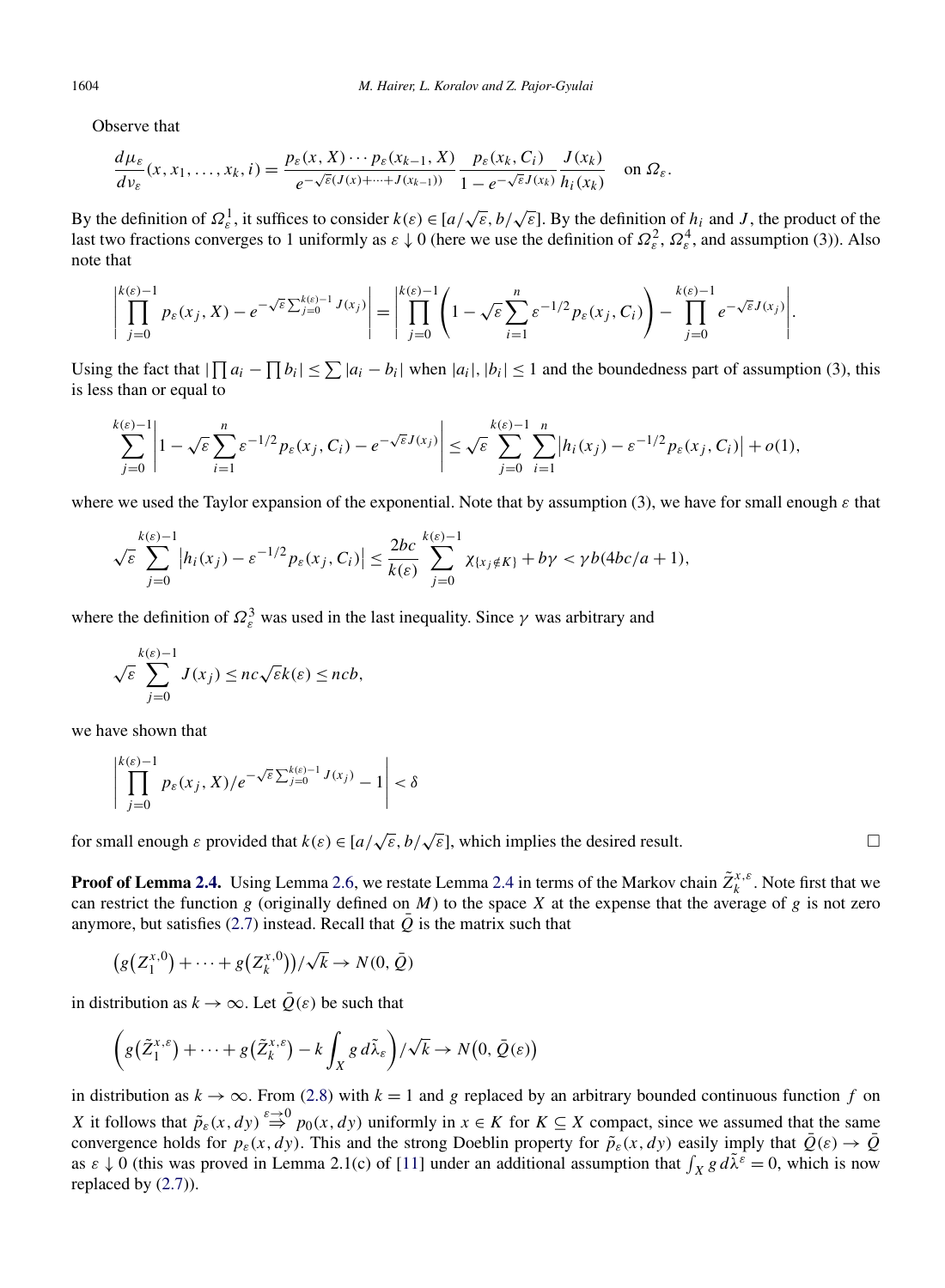Observe that

$$\frac{d\mu_\varepsilon}{d\nu_\varepsilon}(x, x_1, \dots, x_k, i) = \frac{p_\varepsilon(x, X) \cdots p_\varepsilon(x_{k-1}, X)}{e^{-\sqrt{\varepsilon}(J(x) + \cdots + J(x_{k-1}))}} \frac{p_\varepsilon(x_k, C_i)}{1 - e^{-\sqrt{\varepsilon} J(x_k)}} \frac{J(x_k)}{h_i(x_k)} \quad \text{on } \Omega_\varepsilon.$$

By the definition of $\Omega_\varepsilon^1$, it suffices to consider $k(\varepsilon) \in [a/\sqrt{\varepsilon}, b/\sqrt{\varepsilon}]$. By the definition of $h_i$ and $J$, the product of the last two fractions converges to 1 uniformly as $\varepsilon \downarrow 0$ (here we use the definition of $\Omega_\varepsilon^2$, $\Omega_\varepsilon^4$, and assumption (3)). Also note that

$$\left| \prod_{j=0}^{k(\varepsilon)-1} p_\varepsilon(x_j, X) - e^{-\sqrt{\varepsilon} \sum_{j=0}^{k(\varepsilon)-1} J(x_j)} \right| = \left| \prod_{j=0}^{k(\varepsilon)-1} \left( 1 - \sqrt{\varepsilon} \sum_{i=1}^{n} \varepsilon^{-1/2} p_\varepsilon(x_j, C_i) \right) - \prod_{j=0}^{k(\varepsilon)-1} e^{-\sqrt{\varepsilon} J(x_j)} \right|.$$

Using the fact that $|\prod a_i - \prod b_i| \le \sum |a_i - b_i|$ when $|a_i|, |b_i| \le 1$ and the boundedness part of assumption (3), this is less than or equal to

$$\sum_{j=0}^{k(\varepsilon)-1} \left| 1 - \sqrt{\varepsilon} \sum_{i=1}^{n} \varepsilon^{-1/2} p_\varepsilon(x_j, C_i) - e^{-\sqrt{\varepsilon} J(x_j)} \right| \le \sqrt{\varepsilon} \sum_{j=0}^{k(\varepsilon)-1} \sum_{i=1}^{n} \left| h_i(x_j) - \varepsilon^{-1/2} p_\varepsilon(x_j, C_i) \right| + o(1),$$

where we used the Taylor expansion of the exponential. Note that by assumption (3), we have for small enough $\varepsilon$ that

$$\sqrt{\varepsilon} \sum_{j=0}^{k(\varepsilon)-1} \left| h_i(x_j) - \varepsilon^{-1/2} p_\varepsilon(x_j, C_i) \right| \le \frac{2bc}{k(\varepsilon)} \sum_{j=0}^{k(\varepsilon)-1} \chi_{\{x_j \notin K\}} + b\gamma < \gamma b(4bc/a + 1),$$

where the definition of $\Omega_\varepsilon^3$ was used in the last inequality. Since $\gamma$ was arbitrary and

$$\sqrt{\varepsilon} \sum_{j=0}^{k(\varepsilon)-1} J(x_j) \le nc\sqrt{\varepsilon} k(\varepsilon) \le ncb,$$

we have shown that

$$\left| \prod_{j=0}^{k(\varepsilon)-1} p_\varepsilon(x_j, X) / e^{-\sqrt{\varepsilon} \sum_{j=0}^{k(\varepsilon)-1} J(x_j)} - 1 \right| < \delta$$

for small enough $\varepsilon$ provided that $k(\varepsilon) \in [a/\sqrt{\varepsilon}, b/\sqrt{\varepsilon}]$, which implies the desired result. □

**Proof of Lemma 2.4.** Using Lemma 2.6, we restate Lemma 2.4 in terms of the Markov chain $\tilde{Z}_k^{x,\varepsilon}$. Note first that we can restrict the function $g$ (originally defined on $M$) to the space $X$ at the expense that the average of $g$ is not zero anymore, but satisfies (2.7) instead. Recall that $\bar{Q}$ is the matrix such that

$$\left( g\left(Z_1^{x,0}\right) + \cdots + g\left(Z_k^{x,0}\right) \right) / \sqrt{k} \to N(0, \bar{Q})$$

in distribution as $k \to \infty$. Let $\bar{Q}(\varepsilon)$ be such that

$$\left( g\left(\tilde{Z}_1^{x,\varepsilon}\right) + \cdots + g\left(\tilde{Z}_k^{x,\varepsilon}\right) - k \int_X g \, d\tilde{\lambda}_\varepsilon \right) / \sqrt{k} \to N\left(0, \bar{Q}(\varepsilon)\right)$$

in distribution as $k \to \infty$. From (2.8) with $k = 1$ and $g$ replaced by an arbitrary bounded continuous function $f$ on $X$ it follows that $\tilde{p}_\varepsilon(x, dy) \overset{\varepsilon \to 0}{\Rightarrow} p_0(x, dy)$ uniformly in $x \in K$ for $K \subseteq X$ compact, since we assumed that the same convergence holds for $p_\varepsilon(x, dy)$. This and the strong Doeblin property for $\tilde{p}_\varepsilon(x, dy)$ easily imply that $\bar{Q}(\varepsilon) \to \bar{Q}$ as $\varepsilon \downarrow 0$ (this was proved in Lemma 2.1(c) of [11] under an additional assumption that $\int_X g \, d\tilde{\lambda}^\varepsilon = 0$, which is now replaced by (2.7)).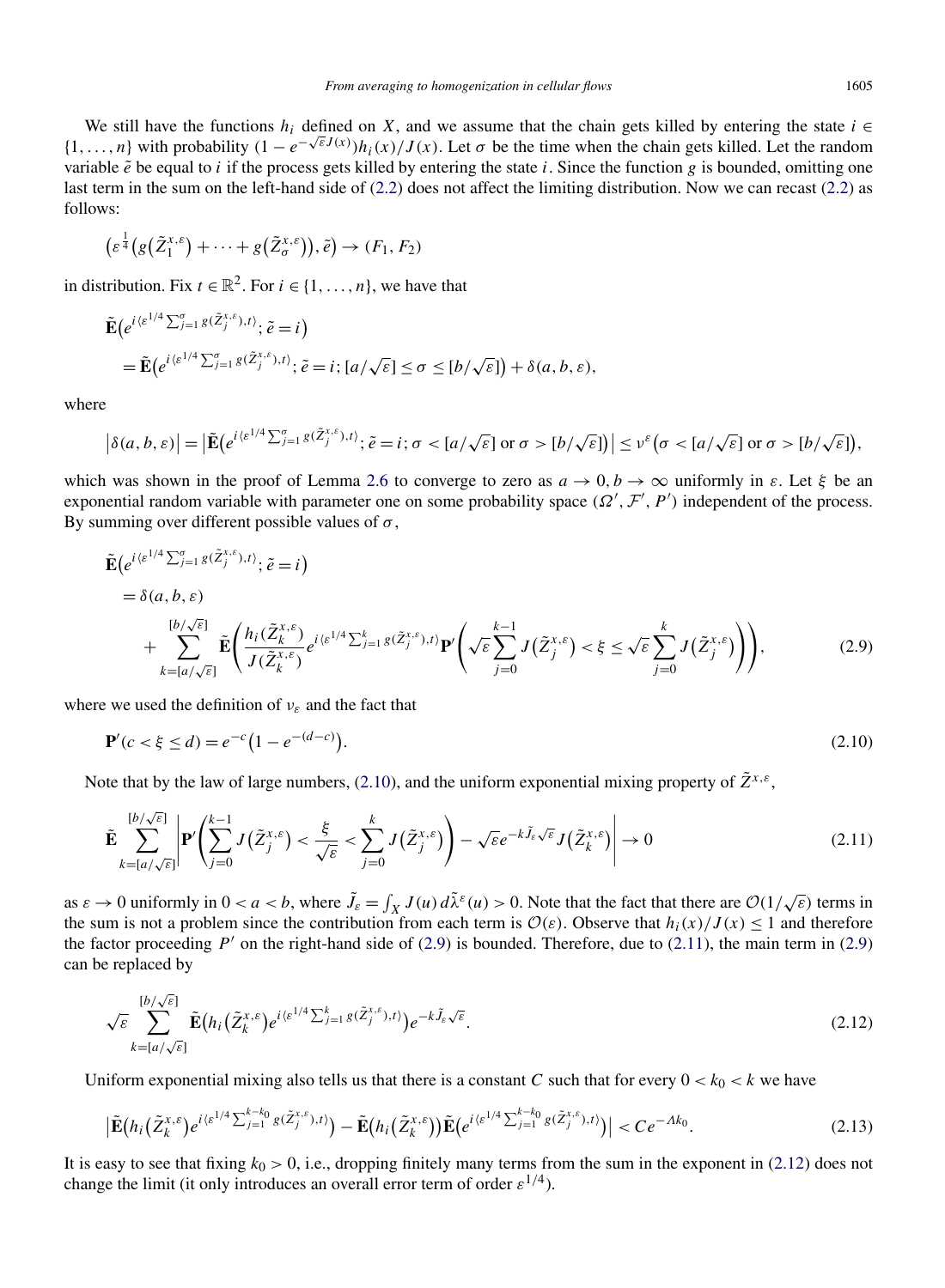We still have the functions $h_i$ defined on $X$, and we assume that the chain gets killed by entering the state $i \in \{1, \dots, n\}$ with probability $(1 - e^{-\sqrt{\varepsilon}J(x)})h_i(x)/J(x)$. Let $\sigma$ be the time when the chain gets killed. Let the random variable $\tilde{e}$ be equal to $i$ if the process gets killed by entering the state $i$. Since the function $g$ is bounded, omitting one last term in the sum on the left-hand side of (2.2) does not affect the limiting distribution. Now we can recast (2.2) as follows:

$$\left(\varepsilon^{\frac{1}{4}}\left(g\left(\tilde{Z}_1^{x,\varepsilon}\right) + \cdots + g\left(\tilde{Z}_\sigma^{x,\varepsilon}\right)\right), \tilde{e}\right) \to (F_1, F_2)$$

in distribution. Fix $t \in \mathbb{R}^2$. For $i \in \{1, \dots, n\}$, we have that

$$\begin{aligned}
&\tilde{\mathbf{E}}\left(e^{i\langle \varepsilon^{1/4}\sum_{j=1}^{\sigma} g(\tilde{Z}_j^{x,\varepsilon}), t\rangle}; \tilde{e} = i\right) \\
&\quad = \tilde{\mathbf{E}}\left(e^{i\langle \varepsilon^{1/4}\sum_{j=1}^{\sigma} g(\tilde{Z}_j^{x,\varepsilon}), t\rangle}; \tilde{e} = i; [a/\sqrt{\varepsilon}] \le \sigma \le [b/\sqrt{\varepsilon}]\right) + \delta(a, b, \varepsilon),
\end{aligned}$$

where

$$\left|\delta(a, b, \varepsilon)\right| = \left|\tilde{\mathbf{E}}\left(e^{i\langle \varepsilon^{1/4}\sum_{j=1}^{\sigma} g(\tilde{Z}_j^{x,\varepsilon}), t\rangle}; \tilde{e} = i; \sigma < [a/\sqrt{\varepsilon}] \text{ or } \sigma > [b/\sqrt{\varepsilon}]\right)\right| \le \nu^\varepsilon\left(\sigma < [a/\sqrt{\varepsilon}] \text{ or } \sigma > [b/\sqrt{\varepsilon}]\right),$$

which was shown in the proof of Lemma 2.6 to converge to zero as $a \to 0, b \to \infty$ uniformly in $\varepsilon$. Let $\xi$ be an exponential random variable with parameter one on some probability space $(\Omega', \mathcal{F}', P')$ independent of the process. By summing over different possible values of $\sigma$,

$$\begin{aligned}
&\tilde{\mathbf{E}}\left(e^{i\langle \varepsilon^{1/4}\sum_{j=1}^{\sigma} g(\tilde{Z}_j^{x,\varepsilon}), t\rangle}; \tilde{e} = i\right) \\
&\quad = \delta(a, b, \varepsilon) \\
&\qquad + \sum_{k=[a/\sqrt{\varepsilon}]}^{[b/\sqrt{\varepsilon}]} \tilde{\mathbf{E}}\left(\frac{h_i(\tilde{Z}_k^{x,\varepsilon})}{J(\tilde{Z}_k^{x,\varepsilon})} e^{i\langle \varepsilon^{1/4}\sum_{j=1}^{k} g(\tilde{Z}_j^{x,\varepsilon}), t\rangle} \mathbf{P}'\left(\sqrt{\varepsilon}\sum_{j=0}^{k-1} J\left(\tilde{Z}_j^{x,\varepsilon}\right) < \xi \le \sqrt{\varepsilon}\sum_{j=0}^{k} J\left(\tilde{Z}_j^{x,\varepsilon}\right)\right)\right),
\end{aligned} \tag{2.9}$$

where we used the definition of $\nu_\varepsilon$ and the fact that

$$\mathbf{P}'(c < \xi \le d) = e^{-c}\left(1 - e^{-(d-c)}\right). \tag{2.10}$$

Note that by the law of large numbers, (2.10), and the uniform exponential mixing property of $\tilde{Z}^{x,\varepsilon}$,

$$\tilde{\mathbf{E}} \sum_{k=[a/\sqrt{\varepsilon}]}^{[b/\sqrt{\varepsilon}]} \left|\mathbf{P}'\left(\sum_{j=0}^{k-1} J\left(\tilde{Z}_j^{x,\varepsilon}\right) < \frac{\xi}{\sqrt{\varepsilon}} < \sum_{j=0}^{k} J\left(\tilde{Z}_j^{x,\varepsilon}\right)\right) - \sqrt{\varepsilon} e^{-k\tilde{J}_\varepsilon\sqrt{\varepsilon}} J\left(\tilde{Z}_k^{x,\varepsilon}\right)\right| \to 0 \tag{2.11}$$

as $\varepsilon \to 0$ uniformly in $0 < a < b$, where $\tilde{J}_\varepsilon = \int_X J(u)\, d\tilde{\lambda}^\varepsilon(u) > 0$. Note that the fact that there are $\mathcal{O}(1/\sqrt{\varepsilon})$ terms in the sum is not a problem since the contribution from each term is $\mathcal{O}(\varepsilon)$. Observe that $h_i(x)/J(x) \le 1$ and therefore the factor proceeding $P'$ on the right-hand side of (2.9) is bounded. Therefore, due to (2.11), the main term in (2.9) can be replaced by

$$\sqrt{\varepsilon} \sum_{k=[a/\sqrt{\varepsilon}]}^{[b/\sqrt{\varepsilon}]} \tilde{\mathbf{E}}\left(h_i\left(\tilde{Z}_k^{x,\varepsilon}\right) e^{i\langle \varepsilon^{1/4}\sum_{j=1}^{k} g(\tilde{Z}_j^{x,\varepsilon}), t\rangle}\right) e^{-k\tilde{J}_\varepsilon\sqrt{\varepsilon}}. \tag{2.12}$$

Uniform exponential mixing also tells us that there is a constant $C$ such that for every $0 < k_0 < k$ we have

$$\left|\tilde{\mathbf{E}}\left(h_i\left(\tilde{Z}_k^{x,\varepsilon}\right) e^{i\langle \varepsilon^{1/4}\sum_{j=1}^{k-k_0} g(\tilde{Z}_j^{x,\varepsilon}), t\rangle}\right) - \tilde{\mathbf{E}}\left(h_i\left(\tilde{Z}_k^{x,\varepsilon}\right)\right) \tilde{\mathbf{E}}\left(e^{i\langle \varepsilon^{1/4}\sum_{j=1}^{k-k_0} g(\tilde{Z}_j^{x,\varepsilon}), t\rangle}\right)\right| < Ce^{-\Lambda k_0}. \tag{2.13}$$

It is easy to see that fixing $k_0 > 0$, i.e., dropping finitely many terms from the sum in the exponent in (2.12) does not change the limit (it only introduces an overall error term of order $\varepsilon^{1/4}$).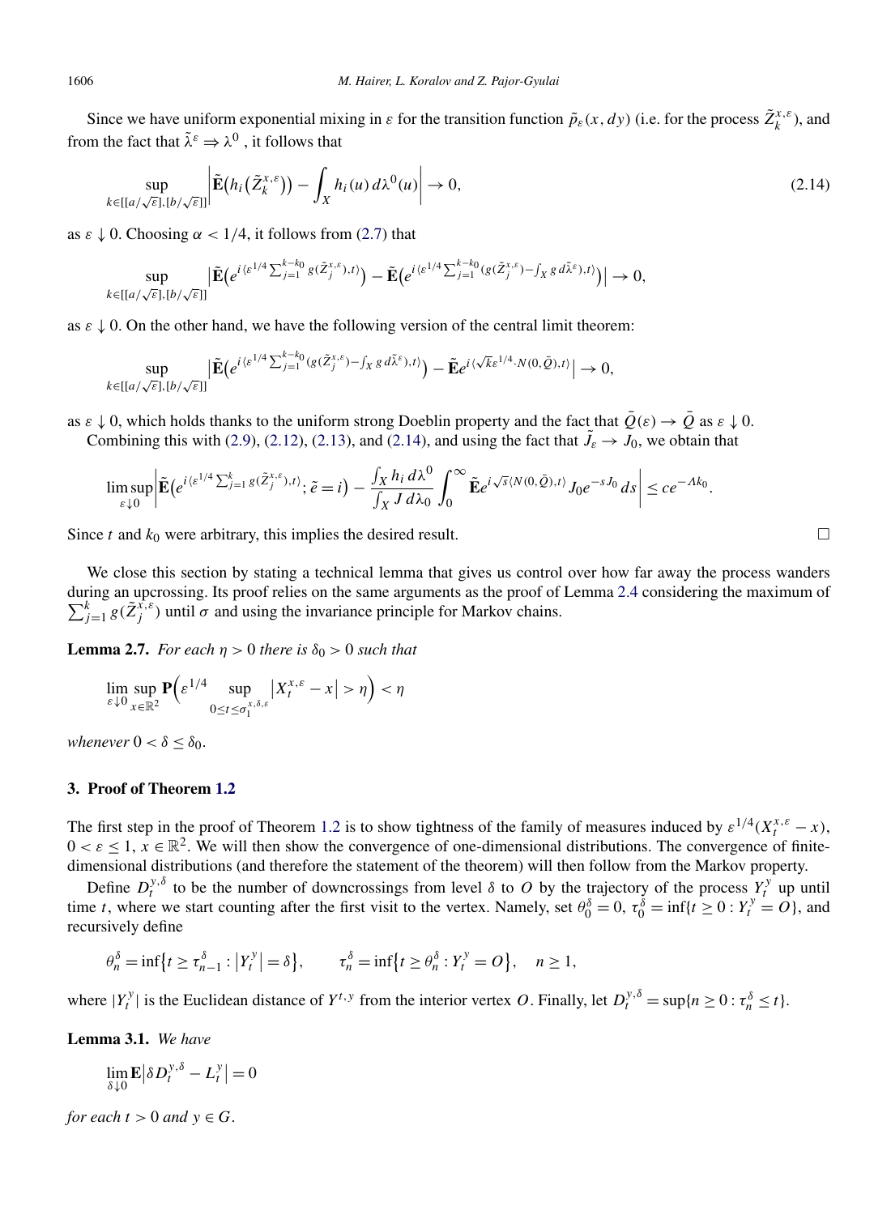Since we have uniform exponential mixing in $\varepsilon$ for the transition function $\tilde{p}_\varepsilon(x, dy)$ (i.e. for the process $\tilde{Z}_k^{x,\varepsilon}$), and from the fact that $\tilde{\lambda}^\varepsilon \Rightarrow \lambda^0$ , it follows that

$$\sup_{k\in[[a/\sqrt{\varepsilon}],[b/\sqrt{\varepsilon}]]}\left|\tilde{\mathbf{E}}\big(h_i\big(\tilde{Z}_k^{x,\varepsilon}\big)\big) - \int_X h_i(u)\,d\lambda^0(u)\right| \to 0, \tag{2.14}$$

as $\varepsilon \downarrow 0$. Choosing $\alpha < 1/4$, it follows from (2.7) that

$$\sup_{k\in[[a/\sqrt{\varepsilon}],[b/\sqrt{\varepsilon}]]}\left|\tilde{\mathbf{E}}\big(e^{i\langle \varepsilon^{1/4}\sum_{j=1}^{k-k_0} g(\tilde{Z}_j^{x,\varepsilon}),t\rangle}\big) - \tilde{\mathbf{E}}\big(e^{i\langle \varepsilon^{1/4}\sum_{j=1}^{k-k_0}(g(\tilde{Z}_j^{x,\varepsilon})-\int_X g\,d\tilde{\lambda}^\varepsilon),t\rangle}\big)\right| \to 0,$$

as $\varepsilon \downarrow 0$. On the other hand, we have the following version of the central limit theorem:

$$\sup_{k\in[[a/\sqrt{\varepsilon}],[b/\sqrt{\varepsilon}]]}\left|\tilde{\mathbf{E}}\big(e^{i\langle \varepsilon^{1/4}\sum_{j=1}^{k-k_0}(g(\tilde{Z}_j^{x,\varepsilon})-\int_X g\,d\tilde{\lambda}^\varepsilon),t\rangle}\big) - \tilde{\mathbf{E}}e^{i\langle\sqrt{k}\varepsilon^{1/4}\cdot N(0,\bar{Q}),t\rangle}\right| \to 0,$$

as $\varepsilon \downarrow 0$, which holds thanks to the uniform strong Doeblin property and the fact that $\bar{Q}(\varepsilon) \to \bar{Q}$ as $\varepsilon \downarrow 0$.

Combining this with (2.9), (2.12), (2.13), and (2.14), and using the fact that $\tilde{J}_\varepsilon \to J_0$, we obtain that

$$\limsup_{\varepsilon\downarrow 0}\left|\tilde{\mathbf{E}}\big(e^{i\langle \varepsilon^{1/4}\sum_{j=1}^{k} g(\tilde{Z}_j^{x,\varepsilon}),t\rangle}; \tilde{e} = i\big) - \frac{\int_X h_i\,d\lambda^0}{\int_X J\,d\lambda_0}\int_0^\infty \tilde{\mathbf{E}}e^{i\sqrt{s}\langle N(0,\bar{Q}),t\rangle} J_0 e^{-sJ_0}\,ds\right| \le ce^{-\Lambda k_0}.$$

Since $t$ and $k_0$ were arbitrary, this implies the desired result. □

We close this section by stating a technical lemma that gives us control over how far away the process wanders during an upcrossing. Its proof relies on the same arguments as the proof of Lemma 2.4 considering the maximum of $\sum_{j=1}^k g(\tilde{Z}_j^{x,\varepsilon})$ until $\sigma$ and using the invariance principle for Markov chains.

**Lemma 2.7.** *For each $\eta > 0$ there is $\delta_0 > 0$ such that*

$$\lim_{\varepsilon\downarrow 0}\sup_{x\in\mathbb{R}^2}\mathbf{P}\Big(\varepsilon^{1/4}\sup_{0\le t\le\sigma_1^{x,\delta,\varepsilon}}\big|X_t^{x,\varepsilon} - x\big| > \eta\Big) < \eta$$

*whenever $0 < \delta \le \delta_0$.*

## 3. Proof of Theorem 1.2

The first step in the proof of Theorem 1.2 is to show tightness of the family of measures induced by $\varepsilon^{1/4}(X_t^{x,\varepsilon} - x)$, $0 < \varepsilon \le 1$, $x \in \mathbb{R}^2$. We will then show the convergence of one-dimensional distributions. The convergence of finite-dimensional distributions (and therefore the statement of the theorem) will then follow from the Markov property.

Define $D_t^{y,\delta}$ to be the number of downcrossings from level $\delta$ to $O$ by the trajectory of the process $Y_t^y$ up until time $t$, where we start counting after the first visit to the vertex. Namely, set $\theta_0^\delta = 0$, $\tau_0^\delta = \inf\{t \ge 0 : Y_t^y = O\}$, and recursively define

$$\theta_n^\delta = \inf\{t \ge \tau_{n-1}^\delta : |Y_t^y| = \delta\}, \qquad \tau_n^\delta = \inf\{t \ge \theta_n^\delta : Y_t^y = O\}, \quad n \ge 1,$$

where $|Y_t^y|$ is the Euclidean distance of $Y^{t,y}$ from the interior vertex $O$. Finally, let $D_t^{y,\delta} = \sup\{n \ge 0 : \tau_n^\delta \le t\}$.

**Lemma 3.1.** *We have*

$$\lim_{\delta\downarrow 0}\mathbf{E}\big|\delta D_t^{y,\delta} - L_t^y\big| = 0$$

*for each $t > 0$ and $y \in G$.*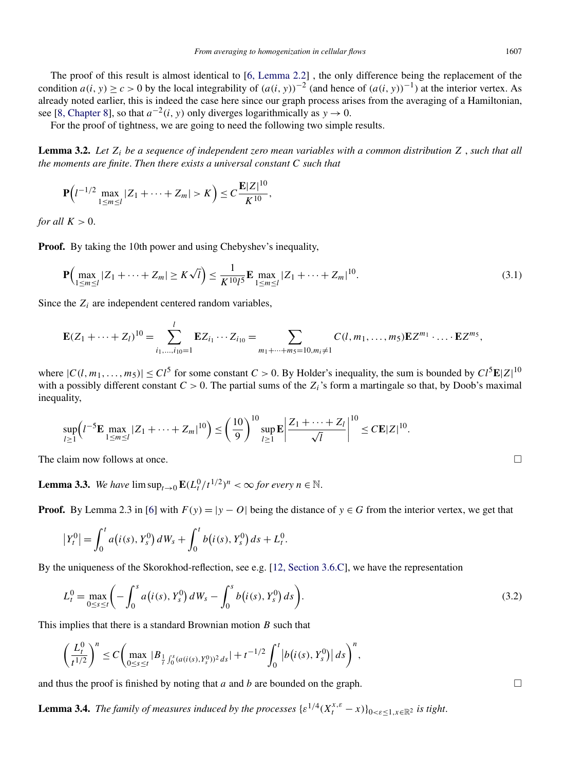The proof of this result is almost identical to [6, Lemma 2.2] , the only difference being the replacement of the condition $a(i, y) \geq c > 0$ by the local integrability of $(a(i, y))^{-2}$ (and hence of $(a(i, y))^{-1}$) at the interior vertex. As already noted earlier, this is indeed the case here since our graph process arises from the averaging of a Hamiltonian, see [8, Chapter 8], so that $a^{-2}(i, y)$ only diverges logarithmically as $y \to 0$.

For the proof of tightness, we are going to need the following two simple results.

**Lemma 3.2.** *Let $Z_i$ be a sequence of independent zero mean variables with a common distribution $Z$, such that all the moments are finite. Then there exists a universal constant $C$ such that*

$$\mathbf{P}\Big(l^{-1/2} \max_{1\leq m\leq l} |Z_1 + \cdots + Z_m| > K\Big) \leq C\frac{\mathbf{E}|Z|^{10}}{K^{10}},$$

*for all $K > 0$.*

**Proof.** By taking the 10th power and using Chebyshev's inequality,

$$\mathbf{P}\Big(\max_{1\leq m\leq l} |Z_1 + \cdots + Z_m| \geq K\sqrt{l}\Big) \leq \frac{1}{K^{10} l^5}\mathbf{E}\max_{1\leq m\leq l} |Z_1 + \cdots + Z_m|^{10}. \tag{3.1}$$

Since the $Z_i$ are independent centered random variables,

$$\mathbf{E}(Z_1 + \cdots + Z_l)^{10} = \sum_{i_1,\dots,i_{10}=1}^{l} \mathbf{E}Z_{i_1}\cdots Z_{i_{10}} = \sum_{m_1+\cdots+m_5=10, m_i\neq 1} C(l, m_1, \dots, m_5)\mathbf{E}Z^{m_1}\cdot\ldots\cdot\mathbf{E}Z^{m_5},$$

where $|C(l, m_1, \dots, m_5)| \leq Cl^5$ for some constant $C > 0$. By Holder's inequality, the sum is bounded by $Cl^5\mathbf{E}|Z|^{10}$ with a possibly different constant $C > 0$. The partial sums of the $Z_i$'s form a martingale so that, by Doob's maximal inequality,

$$\sup_{l\geq 1}\Big(l^{-5}\mathbf{E}\max_{1\leq m\leq l} |Z_1 + \cdots + Z_m|^{10}\Big) \leq \left(\frac{10}{9}\right)^{10} \sup_{l\geq 1}\mathbf{E}\left|\frac{Z_1 + \cdots + Z_l}{\sqrt{l}}\right|^{10} \leq C\mathbf{E}|Z|^{10}.$$

The claim now follows at once. □

**Lemma 3.3.** *We have $\limsup_{t\to 0}\mathbf{E}(L_t^0/t^{1/2})^n < \infty$ for every $n \in \mathbb{N}$.*

**Proof.** By Lemma 2.3 in [6] with $F(y) = |y - O|$ being the distance of $y \in G$ from the interior vertex, we get that

$$\big|Y_t^0\big| = \int_0^t a\big(i(s), Y_s^0\big)\,dW_s + \int_0^t b\big(i(s), Y_s^0\big)\,ds + L_t^0.$$

By the uniqueness of the Skorokhod-reflection, see e.g. [12, Section 3.6.C], we have the representation

$$L_t^0 = \max_{0\leq s\leq t}\left(-\int_0^s a\big(i(s), Y_s^0\big)\,dW_s - \int_0^s b\big(i(s), Y_s^0\big)\,ds\right). \tag{3.2}$$

This implies that there is a standard Brownian motion $B$ such that

$$\left(\frac{L_t^0}{t^{1/2}}\right)^n \leq C\left(\max_{0\leq s\leq t} |B_{\frac{1}{t}\int_0^s (a(i(s),Y_s^0))^2\,ds}| + t^{-1/2}\int_0^t \big|b\big(i(s), Y_s^0\big)\big|\,ds\right)^n,$$

and thus the proof is finished by noting that $a$ and $b$ are bounded on the graph. □

**Lemma 3.4.** *The family of measures induced by the processes $\{\varepsilon^{1/4}(X_t^{x,\varepsilon} - x)\}_{0<\varepsilon\leq 1, x\in\mathbb{R}^2}$ is tight.*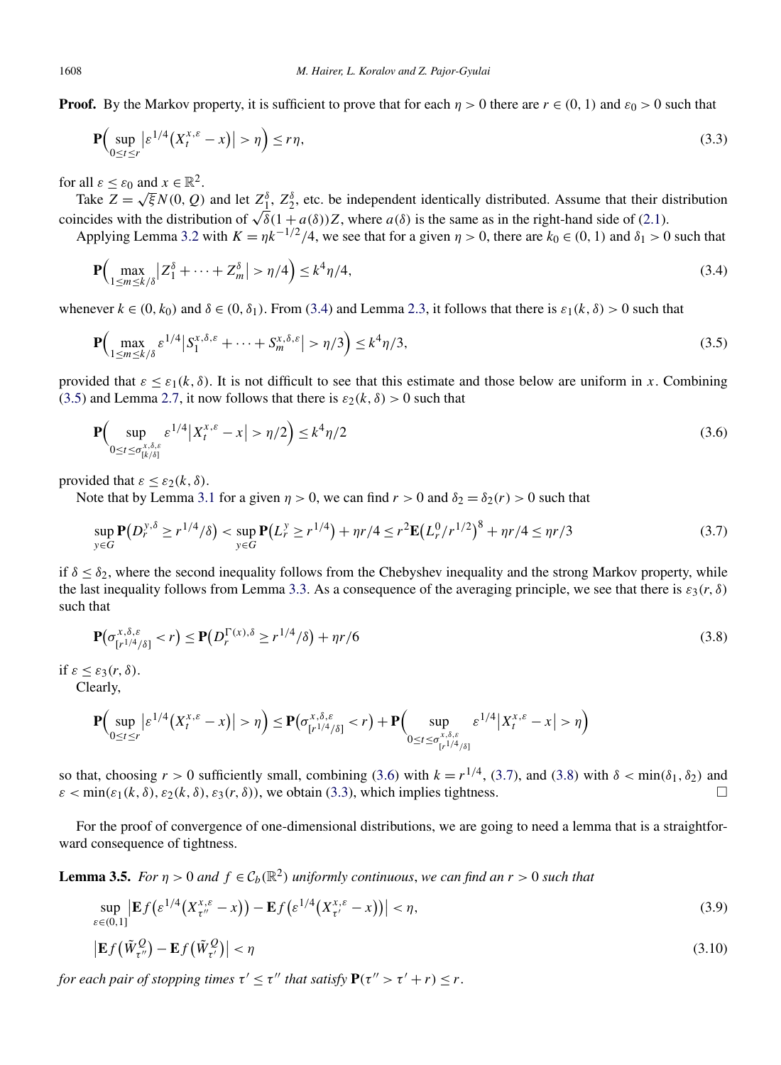**Proof.** By the Markov property, it is sufficient to prove that for each $\eta > 0$ there are $r \in (0,1)$ and $\varepsilon_0 > 0$ such that

$$\mathbf{P}\Big(\sup_{0\le t\le r}\big|\varepsilon^{1/4}\big(X_t^{x,\varepsilon}-x\big)\big| > \eta\Big) \le r\eta, \tag{3.3}$$

for all $\varepsilon \le \varepsilon_0$ and $x \in \mathbb{R}^2$.

Take $Z = \sqrt{\xi}N(0,Q)$ and let $Z_1^\delta$, $Z_2^\delta$, etc. be independent identically distributed. Assume that their distribution coincides with the distribution of $\sqrt{\delta}(1+a(\delta))Z$, where $a(\delta)$ is the same as in the right-hand side of (2.1).

Applying Lemma 3.2 with $K = \eta k^{-1/2}/4$, we see that for a given $\eta > 0$, there are $k_0 \in (0,1)$ and $\delta_1 > 0$ such that

$$\mathbf{P}\Big(\max_{1\le m\le k/\delta}\big|Z_1^\delta + \cdots + Z_m^\delta\big| > \eta/4\Big) \le k^4\eta/4, \tag{3.4}$$

whenever $k \in (0,k_0)$ and $\delta \in (0,\delta_1)$. From (3.4) and Lemma 2.3, it follows that there is $\varepsilon_1(k,\delta) > 0$ such that

$$\mathbf{P}\Big(\max_{1\le m\le k/\delta}\varepsilon^{1/4}\big|S_1^{x,\delta,\varepsilon} + \cdots + S_m^{x,\delta,\varepsilon}\big| > \eta/3\Big) \le k^4\eta/3, \tag{3.5}$$

provided that $\varepsilon \le \varepsilon_1(k,\delta)$. It is not difficult to see that this estimate and those below are uniform in $x$. Combining (3.5) and Lemma 2.7, it now follows that there is $\varepsilon_2(k,\delta) > 0$ such that

$$\mathbf{P}\Big(\sup_{0\le t\le \sigma^{x,\delta,\varepsilon}_{[k/\delta]}}\varepsilon^{1/4}\big|X_t^{x,\varepsilon}-x\big| > \eta/2\Big) \le k^4\eta/2 \tag{3.6}$$

provided that $\varepsilon \le \varepsilon_2(k,\delta)$.

Note that by Lemma 3.1 for a given $\eta > 0$, we can find $r > 0$ and $\delta_2 = \delta_2(r) > 0$ such that

$$\sup_{y\in G}\mathbf{P}\big(D_r^{y,\delta} \ge r^{1/4}/\delta\big) < \sup_{y\in G}\mathbf{P}\big(L_r^y \ge r^{1/4}\big) + \eta r/4 \le r^2\mathbf{E}\big(L_r^0/r^{1/2}\big)^8 + \eta r/4 \le \eta r/3 \tag{3.7}$$

if $\delta \le \delta_2$, where the second inequality follows from the Chebyshev inequality and the strong Markov property, while the last inequality follows from Lemma 3.3. As a consequence of the averaging principle, we see that there is $\varepsilon_3(r,\delta)$ such that

$$\mathbf{P}\big(\sigma^{x,\delta,\varepsilon}_{[r^{1/4}/\delta]} < r\big) \le \mathbf{P}\big(D_r^{\Gamma(x),\delta} \ge r^{1/4}/\delta\big) + \eta r/6 \tag{3.8}$$

if $\varepsilon \le \varepsilon_3(r,\delta)$.

Clearly,

$$\mathbf{P}\Big(\sup_{0\le t\le r}\big|\varepsilon^{1/4}\big(X_t^{x,\varepsilon}-x\big)\big| > \eta\Big) \le \mathbf{P}\big(\sigma^{x,\delta,\varepsilon}_{[r^{1/4}/\delta]} < r\big) + \mathbf{P}\Big(\sup_{0\le t\le \sigma^{x,\delta,\varepsilon}_{[r^{1/4}/\delta]}}\varepsilon^{1/4}\big|X_t^{x,\varepsilon}-x\big| > \eta\Big)$$

so that, choosing $r > 0$ sufficiently small, combining (3.6) with $k = r^{1/4}$, (3.7), and (3.8) with $\delta < \min(\delta_1,\delta_2)$ and $\varepsilon < \min(\varepsilon_1(k,\delta),\varepsilon_2(k,\delta),\varepsilon_3(r,\delta))$, we obtain (3.3), which implies tightness. $\square$

For the proof of convergence of one-dimensional distributions, we are going to need a lemma that is a straightforward consequence of tightness.

**Lemma 3.5.** *For $\eta > 0$ and $f \in \mathcal{C}_b(\mathbb{R}^2)$ uniformly continuous, we can find an $r > 0$ such that*

$$\sup_{\varepsilon\in(0,1]}\big|\mathbf{E}f\big(\varepsilon^{1/4}\big(X_{\tau''}^{x,\varepsilon}-x\big)\big) - \mathbf{E}f\big(\varepsilon^{1/4}\big(X_{\tau'}^{x,\varepsilon}-x\big)\big)\big| < \eta, \tag{3.9}$$

$$\big|\mathbf{E}f\big(\tilde{W}^Q_{\tau''}\big) - \mathbf{E}f\big(\tilde{W}^Q_{\tau'}\big)\big| < \eta \tag{3.10}$$

*for each pair of stopping times $\tau' \le \tau''$ that satisfy $\mathbf{P}(\tau'' > \tau' + r) \le r$.*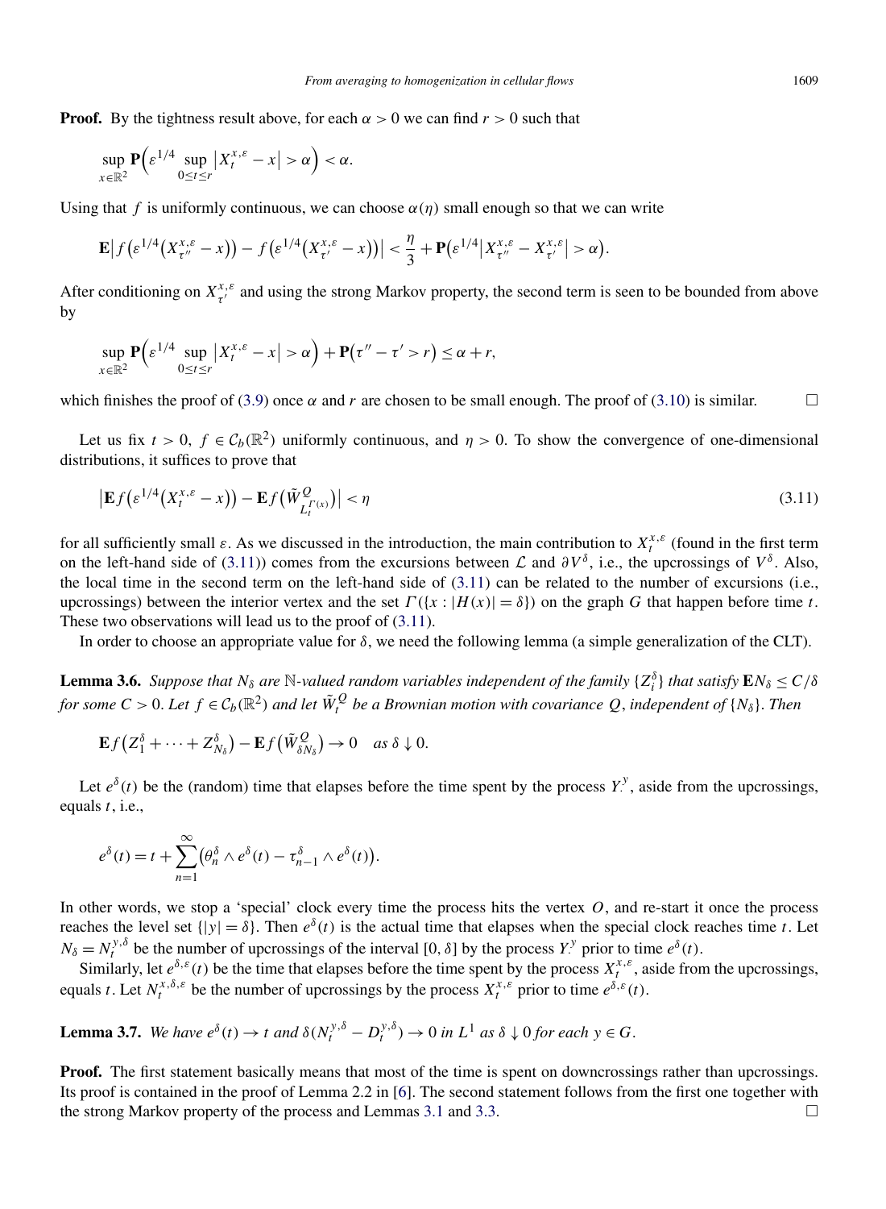**Proof.** By the tightness result above, for each $\alpha > 0$ we can find $r > 0$ such that

$$\sup_{x \in \mathbb{R}^2} \mathbf{P}\Big(\varepsilon^{1/4} \sup_{0 \le t \le r} \big|X_t^{x,\varepsilon} - x\big| > \alpha\Big) < \alpha.$$

Using that $f$ is uniformly continuous, we can choose $\alpha(\eta)$ small enough so that we can write

$$\mathbf{E}\big|f\big(\varepsilon^{1/4}\big(X_{\tau''}^{x,\varepsilon} - x\big)\big) - f\big(\varepsilon^{1/4}\big(X_{\tau'}^{x,\varepsilon} - x\big)\big)\big| < \frac{\eta}{3} + \mathbf{P}\big(\varepsilon^{1/4}\big|X_{\tau''}^{x,\varepsilon} - X_{\tau'}^{x,\varepsilon}\big| > \alpha\big).$$

After conditioning on $X_{\tau'}^{x,\varepsilon}$ and using the strong Markov property, the second term is seen to be bounded from above by

$$\sup_{x \in \mathbb{R}^2} \mathbf{P}\Big(\varepsilon^{1/4} \sup_{0 \le t \le r} \big|X_t^{x,\varepsilon} - x\big| > \alpha\Big) + \mathbf{P}\big(\tau'' - \tau' > r\big) \le \alpha + r,$$

which finishes the proof of (3.9) once $\alpha$ and $r$ are chosen to be small enough. The proof of (3.10) is similar. □

Let us fix $t > 0$, $f \in \mathcal{C}_b(\mathbb{R}^2)$ uniformly continuous, and $\eta > 0$. To show the convergence of one-dimensional distributions, it suffices to prove that

$$\big|\mathbf{E} f\big(\varepsilon^{1/4}\big(X_t^{x,\varepsilon} - x\big)\big) - \mathbf{E} f\big(\tilde{W}^Q_{L_t^{\Gamma(x)}}\big)\big| < \eta \tag{3.11}$$

for all sufficiently small $\varepsilon$. As we discussed in the introduction, the main contribution to $X_t^{x,\varepsilon}$ (found in the first term on the left-hand side of (3.11)) comes from the excursions between $\mathcal{L}$ and $\partial V^\delta$, i.e., the upcrossings of $V^\delta$. Also, the local time in the second term on the left-hand side of (3.11) can be related to the number of excursions (i.e., upcrossings) between the interior vertex and the set $\Gamma(\{x : |H(x)| = \delta\})$ on the graph $G$ that happen before time $t$. These two observations will lead us to the proof of (3.11).

In order to choose an appropriate value for $\delta$, we need the following lemma (a simple generalization of the CLT).

**Lemma 3.6.** *Suppose that $N_\delta$ are $\mathbb{N}$-valued random variables independent of the family $\{Z_i^\delta\}$ that satisfy $\mathbf{E}N_\delta \le C/\delta$ for some $C > 0$. Let $f \in \mathcal{C}_b(\mathbb{R}^2)$ and let $\tilde{W}_t^Q$ be a Brownian motion with covariance $Q$, independent of $\{N_\delta\}$. Then*

$$\mathbf{E} f\big(Z_1^\delta + \cdots + Z_{N_\delta}^\delta\big) - \mathbf{E} f\big(\tilde{W}^Q_{\delta N_\delta}\big) \to 0 \quad \textit{as } \delta \downarrow 0.$$

Let $e^\delta(t)$ be the (random) time that elapses before the time spent by the process $Y_\cdot^y$, aside from the upcrossings, equals $t$, i.e.,

$$e^\delta(t) = t + \sum_{n=1}^{\infty} \big(\theta_n^\delta \wedge e^\delta(t) - \tau_{n-1}^\delta \wedge e^\delta(t)\big).$$

In other words, we stop a 'special' clock every time the process hits the vertex $O$, and re-start it once the process reaches the level set $\{|y| = \delta\}$. Then $e^\delta(t)$ is the actual time that elapses when the special clock reaches time $t$. Let $N_\delta = N_t^{y,\delta}$ be the number of upcrossings of the interval $[0, \delta]$ by the process $Y_\cdot^y$ prior to time $e^\delta(t)$.

Similarly, let $e^{\delta,\varepsilon}(t)$ be the time that elapses before the time spent by the process $X_t^{x,\varepsilon}$, aside from the upcrossings, equals $t$. Let $N_t^{x,\delta,\varepsilon}$ be the number of upcrossings by the process $X_t^{x,\varepsilon}$ prior to time $e^{\delta,\varepsilon}(t)$.

**Lemma 3.7.** *We have $e^\delta(t) \to t$ and $\delta(N_t^{y,\delta} - D_t^{y,\delta}) \to 0$ in $L^1$ as $\delta \downarrow 0$ for each $y \in G$.*

**Proof.** The first statement basically means that most of the time is spent on downcrossings rather than upcrossings. Its proof is contained in the proof of Lemma 2.2 in [6]. The second statement follows from the first one together with the strong Markov property of the process and Lemmas 3.1 and 3.3. □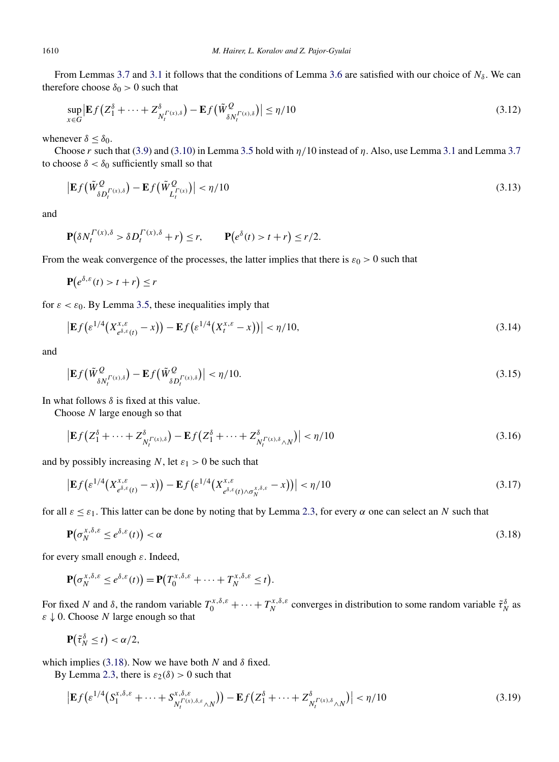From Lemmas 3.7 and 3.1 it follows that the conditions of Lemma 3.6 are satisfied with our choice of $N_\delta$. We can therefore choose $\delta_0 > 0$ such that

$$\sup_{x\in G}\bigl|\mathbf{E} f\bigl(Z_1^\delta + \cdots + Z^\delta_{N_t^{\Gamma(x),\delta}}\bigr) - \mathbf{E} f\bigl(\tilde{W}^Q_{\delta N_t^{\Gamma(x),\delta}}\bigr)\bigr| \le \eta/10 \tag{3.12}$$

whenever $\delta \le \delta_0$.

Choose $r$ such that (3.9) and (3.10) in Lemma 3.5 hold with $\eta/10$ instead of $\eta$. Also, use Lemma 3.1 and Lemma 3.7 to choose $\delta < \delta_0$ sufficiently small so that

$$\bigl|\mathbf{E} f\bigl(\tilde{W}^Q_{\delta D_t^{\Gamma(x),\delta}}\bigr) - \mathbf{E} f\bigl(\tilde{W}^Q_{L_t^{\Gamma(x)}}\bigr)\bigr| < \eta/10 \tag{3.13}$$

and

$$\mathbf{P}\bigl(\delta N_t^{\Gamma(x),\delta} > \delta D_t^{\Gamma(x),\delta} + r\bigr) \le r, \qquad \mathbf{P}\bigl(e^\delta(t) > t + r\bigr) \le r/2.$$

From the weak convergence of the processes, the latter implies that there is $\varepsilon_0 > 0$ such that

$$\mathbf{P}\bigl(e^{\delta,\varepsilon}(t) > t + r\bigr) \le r$$

for $\varepsilon < \varepsilon_0$. By Lemma 3.5, these inequalities imply that

$$\bigl|\mathbf{E} f\bigl(\varepsilon^{1/4}\bigl(X^{x,\varepsilon}_{e^{\delta,\varepsilon}(t)} - x\bigr)\bigr) - \mathbf{E} f\bigl(\varepsilon^{1/4}\bigl(X^{x,\varepsilon}_t - x\bigr)\bigr)\bigr| < \eta/10, \tag{3.14}$$

and

$$\bigl|\mathbf{E} f\bigl(\tilde{W}^Q_{\delta N_t^{\Gamma(x),\delta}}\bigr) - \mathbf{E} f\bigl(\tilde{W}^Q_{\delta D_t^{\Gamma(x),\delta}}\bigr)\bigr| < \eta/10. \tag{3.15}$$

In what follows $\delta$ is fixed at this value.

Choose $N$ large enough so that

$$\bigl|\mathbf{E} f\bigl(Z_1^\delta + \cdots + Z^\delta_{N_t^{\Gamma(x),\delta}}\bigr) - \mathbf{E} f\bigl(Z_1^\delta + \cdots + Z^\delta_{N_t^{\Gamma(x),\delta}\wedge N}\bigr)\bigr| < \eta/10 \tag{3.16}$$

and by possibly increasing $N$, let $\varepsilon_1 > 0$ be such that

$$\bigl|\mathbf{E} f\bigl(\varepsilon^{1/4}\bigl(X^{x,\varepsilon}_{e^{\delta,\varepsilon}(t)} - x\bigr)\bigr) - \mathbf{E} f\bigl(\varepsilon^{1/4}\bigl(X^{x,\varepsilon}_{e^{\delta,\varepsilon}(t)\wedge\sigma_N^{x,\delta,\varepsilon}} - x\bigr)\bigr)\bigr| < \eta/10 \tag{3.17}$$

for all $\varepsilon \le \varepsilon_1$. This latter can be done by noting that by Lemma 2.3, for every $\alpha$ one can select an $N$ such that

$$\mathbf{P}\bigl(\sigma_N^{x,\delta,\varepsilon} \le e^{\delta,\varepsilon}(t)\bigr) < \alpha \tag{3.18}$$

for every small enough $\varepsilon$. Indeed,

$$\mathbf{P}\bigl(\sigma_N^{x,\delta,\varepsilon} \le e^{\delta,\varepsilon}(t)\bigr) = \mathbf{P}\bigl(T_0^{x,\delta,\varepsilon} + \cdots + T_N^{x,\delta,\varepsilon} \le t\bigr).$$

For fixed $N$ and $\delta$, the random variable $T_0^{x,\delta,\varepsilon} + \cdots + T_N^{x,\delta,\varepsilon}$ converges in distribution to some random variable $\tilde{\tau}_N^\delta$ as $\varepsilon \downarrow 0$. Choose $N$ large enough so that

$$\mathbf{P}\bigl(\tilde{\tau}_N^\delta \le t\bigr) < \alpha/2,$$

which implies (3.18). Now we have both $N$ and $\delta$ fixed.

By Lemma 2.3, there is $\varepsilon_2(\delta) > 0$ such that

$$\bigl|\mathbf{E} f\bigl(\varepsilon^{1/4}\bigl(S_1^{x,\delta,\varepsilon} + \cdots + S^{x,\delta,\varepsilon}_{N_t^{\Gamma(x),\delta,\varepsilon}\wedge N}\bigr)\bigr) - \mathbf{E} f\bigl(Z_1^\delta + \cdots + Z^\delta_{N_t^{\Gamma(x),\delta}\wedge N}\bigr)\bigr| < \eta/10 \tag{3.19}$$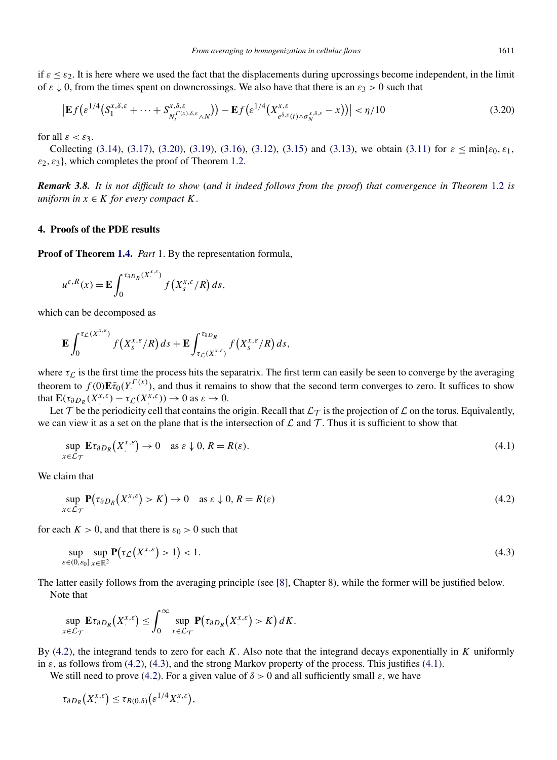if $\varepsilon \leq \varepsilon_2$. It is here where we used the fact that the displacements during upcrossings become independent, in the limit of $\varepsilon \downarrow 0$, from the times spent on downcrossings. We also have that there is an $\varepsilon_3 > 0$ such that

$$\left|\mathbf{E} f\left(\varepsilon^{1/4}\left(S_1^{x,\delta,\varepsilon} + \cdots + S_{N_t^{\Gamma(x),\delta,\varepsilon} \wedge N}^{x,\delta,\varepsilon}\right)\right) - \mathbf{E} f\left(\varepsilon^{1/4}\left(X_{e^{\delta,\varepsilon}(t) \wedge \sigma_N^{x,\delta,\varepsilon}}^{x,\varepsilon} - x\right)\right)\right| < \eta/10 \tag{3.20}$$

for all $\varepsilon < \varepsilon_3$.

Collecting (3.14), (3.17), (3.20), (3.19), (3.16), (3.12), (3.15) and (3.13), we obtain (3.11) for $\varepsilon \leq \min\{\varepsilon_0, \varepsilon_1, \varepsilon_2, \varepsilon_3\}$, which completes the proof of Theorem 1.2.

***Remark 3.8.*** *It is not difficult to show* (*and it indeed follows from the proof*) *that convergence in Theorem* 1.2 *is uniform in $x \in K$ for every compact $K$.*

## 4. Proofs of the PDE results

**Proof of Theorem 1.4.** *Part* 1. By the representation formula,

$$u^{\varepsilon,R}(x) = \mathbf{E} \int_0^{\tau_{\partial D_R}(X_\cdot^{x,\varepsilon})} f\left(X_s^{x,\varepsilon}/R\right) ds,$$

which can be decomposed as

$$\mathbf{E} \int_0^{\tau_{\mathcal{L}}(X_\cdot^{x,\varepsilon})} f\left(X_s^{x,\varepsilon}/R\right) ds + \mathbf{E} \int_{\tau_{\mathcal{L}}(X_\cdot^{x,\varepsilon})}^{\tau_{\partial D_R}} f\left(X_s^{x,\varepsilon}/R\right) ds,$$

where $\tau_{\mathcal{L}}$ is the first time the process hits the separatrix. The first term can easily be seen to converge by the averaging theorem to $f(0)\mathbf{E}\bar{\tau}_0(Y_\cdot^{\Gamma(x)})$, and thus it remains to show that the second term converges to zero. It suffices to show that $\mathbf{E}(\tau_{\partial D_R}(X_\cdot^{x,\varepsilon}) - \tau_{\mathcal{L}}(X_\cdot^{x,\varepsilon})) \to 0$ as $\varepsilon \to 0$.

Let $\mathcal{T}$ be the periodicity cell that contains the origin. Recall that $\mathcal{L}_{\mathcal{T}}$ is the projection of $\mathcal{L}$ on the torus. Equivalently, we can view it as a set on the plane that is the intersection of $\mathcal{L}$ and $\mathcal{T}$. Thus it is sufficient to show that

$$\sup_{x \in \mathcal{L}_{\mathcal{T}}} \mathbf{E}\tau_{\partial D_R}\left(X_\cdot^{x,\varepsilon}\right) \to 0 \quad \text{as } \varepsilon \downarrow 0, R = R(\varepsilon). \tag{4.1}$$

We claim that

$$\sup_{x \in \mathcal{L}_{\mathcal{T}}} \mathbf{P}\left(\tau_{\partial D_R}\left(X_\cdot^{x,\varepsilon}\right) > K\right) \to 0 \quad \text{as } \varepsilon \downarrow 0, R = R(\varepsilon) \tag{4.2}$$

for each $K > 0$, and that there is $\varepsilon_0 > 0$ such that

$$\sup_{\varepsilon \in (0,\varepsilon_0]} \sup_{x \in \mathbb{R}^2} \mathbf{P}\left(\tau_{\mathcal{L}}\left(X_\cdot^{x,\varepsilon}\right) > 1\right) < 1. \tag{4.3}$$

The latter easily follows from the averaging principle (see [8], Chapter 8), while the former will be justified below.

Note that

$$\sup_{x \in \mathcal{L}_{\mathcal{T}}} \mathbf{E}\tau_{\partial D_R}\left(X_\cdot^{x,\varepsilon}\right) \leq \int_0^\infty \sup_{x \in \mathcal{L}_{\mathcal{T}}} \mathbf{P}\left(\tau_{\partial D_R}\left(X_\cdot^{x,\varepsilon}\right) > K\right) dK.$$

By (4.2), the integrand tends to zero for each $K$. Also note that the integrand decays exponentially in $K$ uniformly in $\varepsilon$, as follows from (4.2), (4.3), and the strong Markov property of the process. This justifies (4.1).

We still need to prove (4.2). For a given value of $\delta > 0$ and all sufficiently small $\varepsilon$, we have

$$\tau_{\partial D_R}\left(X_\cdot^{x,\varepsilon}\right) \leq \tau_{B(0,\delta)}\left(\varepsilon^{1/4} X_\cdot^{x,\varepsilon}\right),$$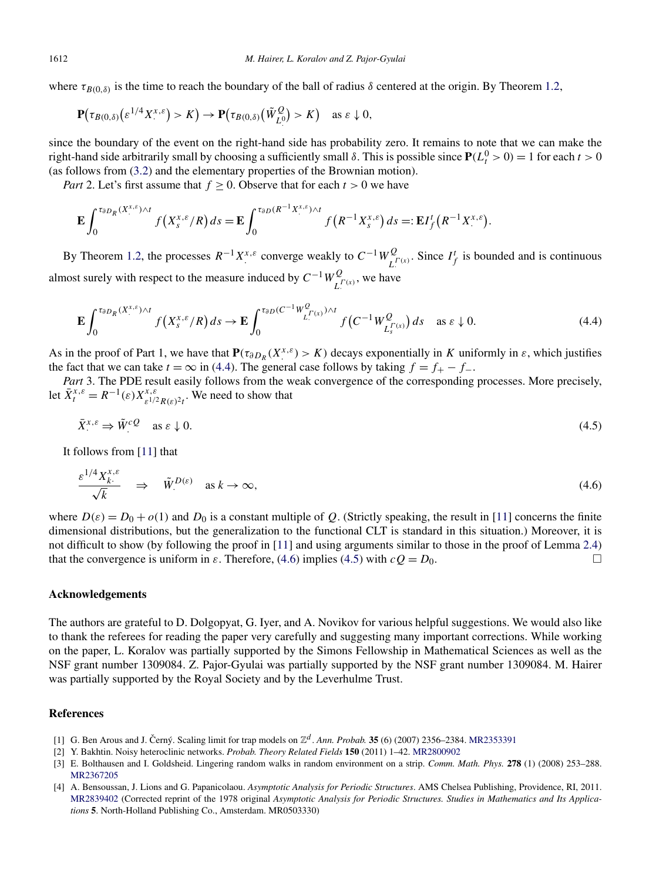where $\tau_{B(0,\delta)}$ is the time to reach the boundary of the ball of radius $\delta$ centered at the origin. By Theorem 1.2,

$$\mathbf{P}\big(\tau_{B(0,\delta)}\big(\varepsilon^{1/4} X^{x,\varepsilon}_{\cdot}\big) > K\big) \to \mathbf{P}\big(\tau_{B(0,\delta)}\big(\tilde{W}^{Q}_{L^0_{\cdot}}\big) > K\big) \quad \text{as } \varepsilon \downarrow 0,$$

since the boundary of the event on the right-hand side has probability zero. It remains to note that we can make the right-hand side arbitrarily small by choosing a sufficiently small $\delta$. This is possible since $\mathbf{P}(L^0_t > 0) = 1$ for each $t > 0$ (as follows from (3.2) and the elementary properties of the Brownian motion).

*Part* 2. Let's first assume that $f \geq 0$. Observe that for each $t > 0$ we have

$$\mathbf{E} \int_0^{\tau_{\partial D_R}(X^{x,\varepsilon}_{\cdot}) \wedge t} f\big(X^{x,\varepsilon}_s / R\big)\, ds = \mathbf{E} \int_0^{\tau_{\partial D}(R^{-1} X^{x,\varepsilon}_{\cdot}) \wedge t} f\big(R^{-1} X^{x,\varepsilon}_s\big)\, ds =: \mathbf{E} I^t_f\big(R^{-1} X^{x,\varepsilon}_{\cdot}\big).$$

By Theorem 1.2, the processes $R^{-1} X^{x,\varepsilon}_{\cdot}$ converge weakly to $C^{-1} W^{Q}_{L^{\Gamma(x)}_{\cdot}}$. Since $I^t_f$ is bounded and is continuous almost surely with respect to the measure induced by $C^{-1} W^{Q}_{L^{\Gamma(x)}_{\cdot}}$, we have

$$\mathbf{E} \int_0^{\tau_{\partial D_R}(X^{x,\varepsilon}_{\cdot}) \wedge t} f\big(X^{x,\varepsilon}_s / R\big)\, ds \to \mathbf{E} \int_0^{\tau_{\partial D}(C^{-1} W^{Q}_{L^{\Gamma(x)}_{\cdot}}) \wedge t} f\big(C^{-1} W^{Q}_{L^{\Gamma(x)}_s}\big)\, ds \quad \text{as } \varepsilon \downarrow 0. \tag{4.4}$$

As in the proof of Part 1, we have that $\mathbf{P}(\tau_{\partial D_R}(X^{x,\varepsilon}_{\cdot}) > K)$ decays exponentially in $K$ uniformly in $\varepsilon$, which justifies the fact that we can take $t = \infty$ in (4.4). The general case follows by taking $f = f_+ - f_-$.

*Part* 3. The PDE result easily follows from the weak convergence of the corresponding processes. More precisely, let $\bar{X}^{x,\varepsilon}_t = R^{-1}(\varepsilon) X^{x,\varepsilon}_{\varepsilon^{1/2} R(\varepsilon)^2 t}$. We need to show that

$$\bar{X}^{x,\varepsilon}_{\cdot} \Rightarrow \tilde{W}^{cQ}_{\cdot} \quad \text{as } \varepsilon \downarrow 0. \tag{4.5}$$

It follows from [11] that

$$\frac{\varepsilon^{1/4} X^{x,\varepsilon}_{k\cdot}}{\sqrt{k}} \quad \Rightarrow \quad \tilde{W}^{D(\varepsilon)}_{\cdot} \quad \text{as } k \to \infty, \tag{4.6}$$

where $D(\varepsilon) = D_0 + o(1)$ and $D_0$ is a constant multiple of $Q$. (Strictly speaking, the result in [11] concerns the finite dimensional distributions, but the generalization to the functional CLT is standard in this situation.) Moreover, it is not difficult to show (by following the proof in [11] and using arguments similar to those in the proof of Lemma 2.4) that the convergence is uniform in $\varepsilon$. Therefore, (4.6) implies (4.5) with $cQ = D_0$. □

## Acknowledgements

The authors are grateful to D. Dolgopyat, G. Iyer, and A. Novikov for various helpful suggestions. We would also like to thank the referees for reading the paper very carefully and suggesting many important corrections. While working on the paper, L. Koralov was partially supported by the Simons Fellowship in Mathematical Sciences as well as the NSF grant number 1309084. Z. Pajor-Gyulai was partially supported by the NSF grant number 1309084. M. Hairer was partially supported by the Royal Society and by the Leverhulme Trust.

## References

[1] G. Ben Arous and J. Černý. Scaling limit for trap models on $\mathbb{Z}^d$. *Ann. Probab.* **35** (6) (2007) 2356–2384. MR2353391

[2] Y. Bakhtin. Noisy heteroclinic networks. *Probab. Theory Related Fields* **150** (2011) 1–42. MR2800902

[3] E. Bolthausen and I. Goldsheid. Lingering random walks in random environment on a strip. *Comm. Math. Phys.* **278** (1) (2008) 253–288. MR2367205

[4] A. Bensoussan, J. Lions and G. Papanicolaou. *Asymptotic Analysis for Periodic Structures*. AMS Chelsea Publishing, Providence, RI, 2011. MR2839402 (Corrected reprint of the 1978 original *Asymptotic Analysis for Periodic Structures. Studies in Mathematics and Its Applications* **5**. North-Holland Publishing Co., Amsterdam. MR0503330)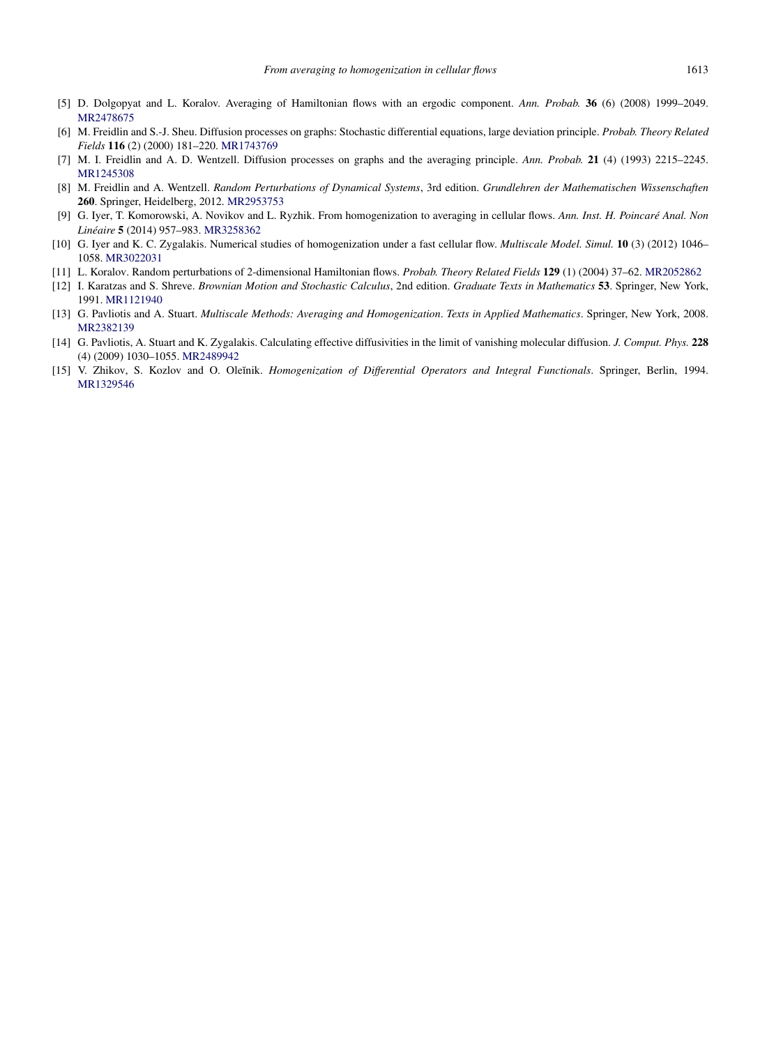[5] D. Dolgopyat and L. Koralov. Averaging of Hamiltonian flows with an ergodic component. *Ann. Probab.* **36** (6) (2008) 1999–2049. MR2478675

[6] M. Freidlin and S.-J. Sheu. Diffusion processes on graphs: Stochastic differential equations, large deviation principle. *Probab. Theory Related Fields* **116** (2) (2000) 181–220. MR1743769

[7] M. I. Freidlin and A. D. Wentzell. Diffusion processes on graphs and the averaging principle. *Ann. Probab.* **21** (4) (1993) 2215–2245. MR1245308

[8] M. Freidlin and A. Wentzell. *Random Perturbations of Dynamical Systems*, 3rd edition. *Grundlehren der Mathematischen Wissenschaften* **260**. Springer, Heidelberg, 2012. MR2953753

[9] G. Iyer, T. Komorowski, A. Novikov and L. Ryzhik. From homogenization to averaging in cellular flows. *Ann. Inst. H. Poincaré Anal. Non Linéaire* **5** (2014) 957–983. MR3258362

[10] G. Iyer and K. C. Zygalakis. Numerical studies of homogenization under a fast cellular flow. *Multiscale Model. Simul.* **10** (3) (2012) 1046–1058. MR3022031

[11] L. Koralov. Random perturbations of 2-dimensional Hamiltonian flows. *Probab. Theory Related Fields* **129** (1) (2004) 37–62. MR2052862

[12] I. Karatzas and S. Shreve. *Brownian Motion and Stochastic Calculus*, 2nd edition. *Graduate Texts in Mathematics* **53**. Springer, New York, 1991. MR1121940

[13] G. Pavliotis and A. Stuart. *Multiscale Methods: Averaging and Homogenization*. *Texts in Applied Mathematics*. Springer, New York, 2008. MR2382139

[14] G. Pavliotis, A. Stuart and K. Zygalakis. Calculating effective diffusivities in the limit of vanishing molecular diffusion. *J. Comput. Phys.* **228** (4) (2009) 1030–1055. MR2489942

[15] V. Zhikov, S. Kozlov and O. Oleĭnik. *Homogenization of Differential Operators and Integral Functionals*. Springer, Berlin, 1994. MR1329546